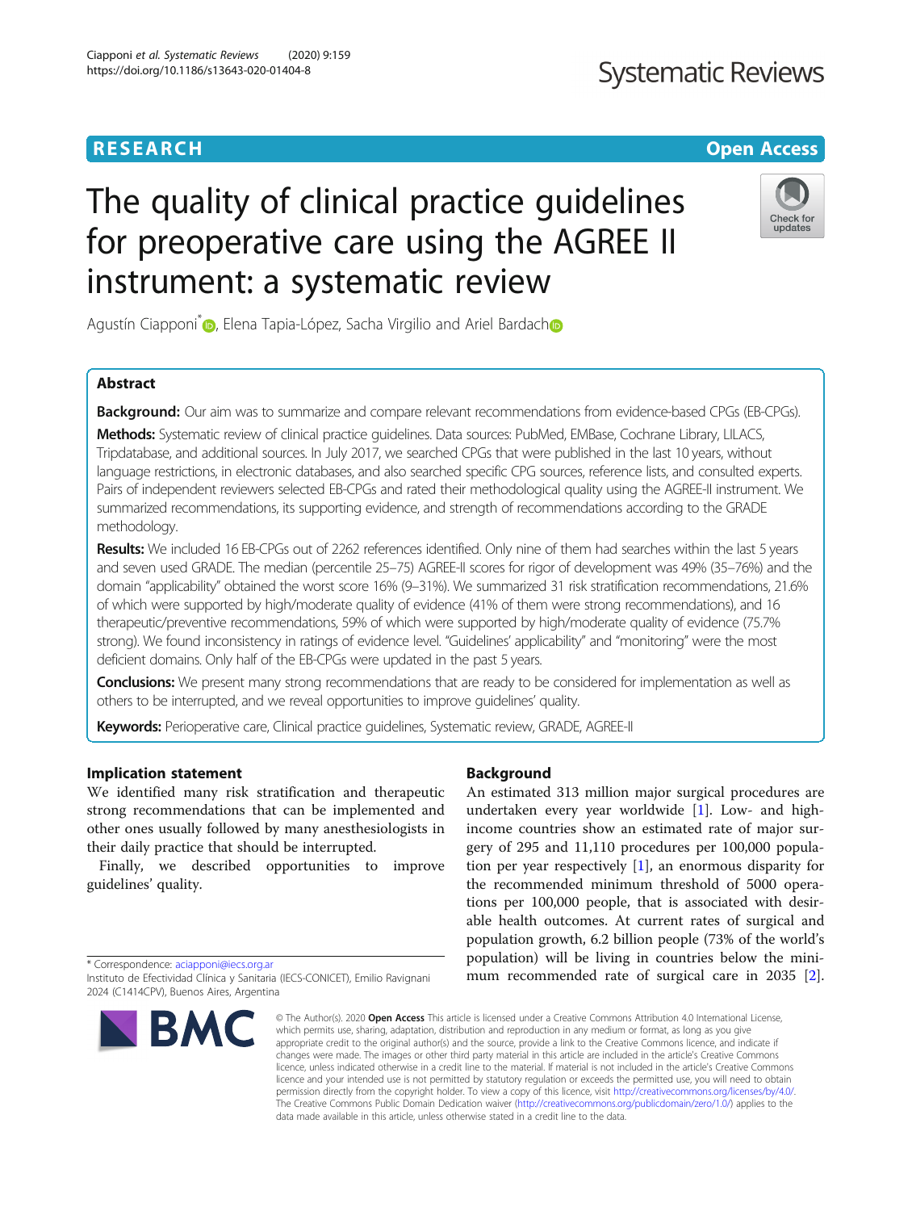RESEARCH

Open Access

# The quality of clinical practice guidelines for preoperative care using the AGREE II instrument: a systematic review

Agustín Ciapponi*, Elena Tapia-López, Sacha Virgilio and Ariel Bardach

## Abstract

**Background:** Our aim was to summarize and compare relevant recommendations from evidence-based CPGs (EB-CPGs).

**Methods:** Systematic review of clinical practice guidelines. Data sources: PubMed, EMBase, Cochrane Library, LILACS, Tripdatabase, and additional sources. In July 2017, we searched CPGs that were published in the last 10 years, without language restrictions, in electronic databases, and also searched specific CPG sources, reference lists, and consulted experts. Pairs of independent reviewers selected EB-CPGs and rated their methodological quality using the AGREE-II instrument. We summarized recommendations, its supporting evidence, and strength of recommendations according to the GRADE methodology.

**Results:** We included 16 EB-CPGs out of 2262 references identified. Only nine of them had searches within the last 5 years and seven used GRADE. The median (percentile 25–75) AGREE-II scores for rigor of development was 49% (35–76%) and the domain "applicability" obtained the worst score 16% (9–31%). We summarized 31 risk stratification recommendations, 21.6% of which were supported by high/moderate quality of evidence (41% of them were strong recommendations), and 16 therapeutic/preventive recommendations, 59% of which were supported by high/moderate quality of evidence (75.7% strong). We found inconsistency in ratings of evidence level. "Guidelines' applicability" and "monitoring" were the most deficient domains. Only half of the EB-CPGs were updated in the past 5 years.

**Conclusions:** We present many strong recommendations that are ready to be considered for implementation as well as others to be interrupted, and we reveal opportunities to improve guidelines' quality.

**Keywords:** Perioperative care, Clinical practice guidelines, Systematic review, GRADE, AGREE-II

## Implication statement

We identified many risk stratification and therapeutic strong recommendations that can be implemented and other ones usually followed by many anesthesiologists in their daily practice that should be interrupted.

Finally, we described opportunities to improve guidelines' quality.

## Background

An estimated 313 million major surgical procedures are undertaken every year worldwide [1]. Low- and high-income countries show an estimated rate of major surgery of 295 and 11,110 procedures per 100,000 population per year respectively [1], an enormous disparity for the recommended minimum threshold of 5000 operations per 100,000 people, that is associated with desirable health outcomes. At current rates of surgical and population growth, 6.2 billion people (73% of the world's population) will be living in countries below the minimum recommended rate of surgical care in 2035 [2].

* Correspondence: aciapponi@iecs.org.ar
Instituto de Efectividad Clínica y Sanitaria (IECS-CONICET), Emilio Ravignani 2024 (C1414CPV), Buenos Aires, Argentina

© The Author(s). 2020 **Open Access** This article is licensed under a Creative Commons Attribution 4.0 International License, which permits use, sharing, adaptation, distribution and reproduction in any medium or format, as long as you give appropriate credit to the original author(s) and the source, provide a link to the Creative Commons licence, and indicate if changes were made. The images or other third party material in this article are included in the article's Creative Commons licence, unless indicated otherwise in a credit line to the material. If material is not included in the article's Creative Commons licence and your intended use is not permitted by statutory regulation or exceeds the permitted use, you will need to obtain permission directly from the copyright holder. To view a copy of this licence, visit http://creativecommons.org/licenses/by/4.0/. The Creative Commons Public Domain Dedication waiver (http://creativecommons.org/publicdomain/zero/1.0/) applies to the data made available in this article, unless otherwise stated in a credit line to the data.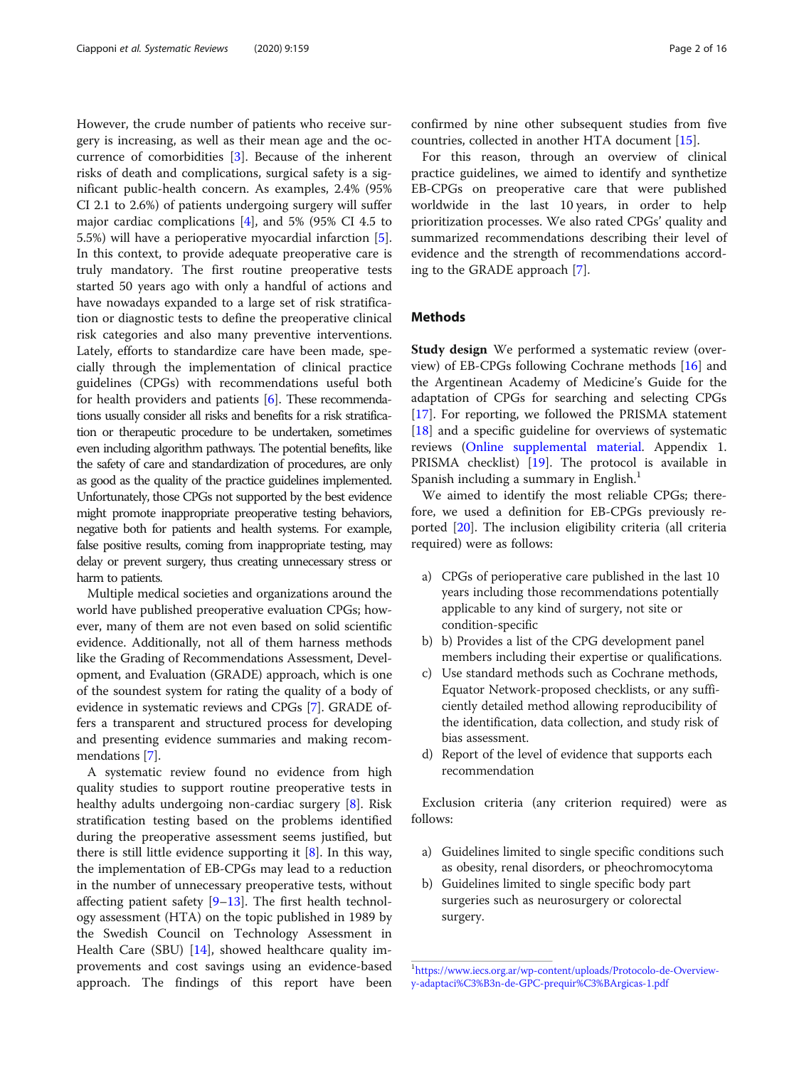However, the crude number of patients who receive surgery is increasing, as well as their mean age and the occurrence of comorbidities [3]. Because of the inherent risks of death and complications, surgical safety is a significant public-health concern. As examples, 2.4% (95% CI 2.1 to 2.6%) of patients undergoing surgery will suffer major cardiac complications [4], and 5% (95% CI 4.5 to 5.5%) will have a perioperative myocardial infarction [5]. In this context, to provide adequate preoperative care is truly mandatory. The first routine preoperative tests started 50 years ago with only a handful of actions and have nowadays expanded to a large set of risk stratification or diagnostic tests to define the preoperative clinical risk categories and also many preventive interventions. Lately, efforts to standardize care have been made, specially through the implementation of clinical practice guidelines (CPGs) with recommendations useful both for health providers and patients [6]. These recommendations usually consider all risks and benefits for a risk stratification or therapeutic procedure to be undertaken, sometimes even including algorithm pathways. The potential benefits, like the safety of care and standardization of procedures, are only as good as the quality of the practice guidelines implemented. Unfortunately, those CPGs not supported by the best evidence might promote inappropriate preoperative testing behaviors, negative both for patients and health systems. For example, false positive results, coming from inappropriate testing, may delay or prevent surgery, thus creating unnecessary stress or harm to patients.

Multiple medical societies and organizations around the world have published preoperative evaluation CPGs; however, many of them are not even based on solid scientific evidence. Additionally, not all of them harness methods like the Grading of Recommendations Assessment, Development, and Evaluation (GRADE) approach, which is one of the soundest system for rating the quality of a body of evidence in systematic reviews and CPGs [7]. GRADE offers a transparent and structured process for developing and presenting evidence summaries and making recommendations [7].

A systematic review found no evidence from high quality studies to support routine preoperative tests in healthy adults undergoing non-cardiac surgery [8]. Risk stratification testing based on the problems identified during the preoperative assessment seems justified, but there is still little evidence supporting it [8]. In this way, the implementation of EB-CPGs may lead to a reduction in the number of unnecessary preoperative tests, without affecting patient safety [9–13]. The first health technology assessment (HTA) on the topic published in 1989 by the Swedish Council on Technology Assessment in Health Care (SBU) [14], showed healthcare quality improvements and cost savings using an evidence-based approach. The findings of this report have been confirmed by nine other subsequent studies from five countries, collected in another HTA document [15].

For this reason, through an overview of clinical practice guidelines, we aimed to identify and synthetize EB-CPGs on preoperative care that were published worldwide in the last 10 years, in order to help prioritization processes. We also rated CPGs' quality and summarized recommendations describing their level of evidence and the strength of recommendations according to the GRADE approach [7].

## Methods

**Study design** We performed a systematic review (overview) of EB-CPGs following Cochrane methods [16] and the Argentinean Academy of Medicine's Guide for the adaptation of CPGs for searching and selecting CPGs [17]. For reporting, we followed the PRISMA statement [18] and a specific guideline for overviews of systematic reviews (Online supplemental material. Appendix 1. PRISMA checklist) [19]. The protocol is available in Spanish including a summary in English.[1]

We aimed to identify the most reliable CPGs; therefore, we used a definition for EB-CPGs previously reported [20]. The inclusion eligibility criteria (all criteria required) were as follows:

a) CPGs of perioperative care published in the last 10 years including those recommendations potentially applicable to any kind of surgery, not site or condition-specific
b) b) Provides a list of the CPG development panel members including their expertise or qualifications.
c) Use standard methods such as Cochrane methods, Equator Network-proposed checklists, or any sufficiently detailed method allowing reproducibility of the identification, data collection, and study risk of bias assessment.
d) Report of the level of evidence that supports each recommendation

Exclusion criteria (any criterion required) were as follows:

a) Guidelines limited to single specific conditions such as obesity, renal disorders, or pheochromocytoma
b) Guidelines limited to single specific body part surgeries such as neurosurgery or colorectal surgery.

[1] https://www.iecs.org.ar/wp-content/uploads/Protocolo-de-Overview-y-adaptaci%C3%B3n-de-GPC-prequir%C3%BArgicas-1.pdf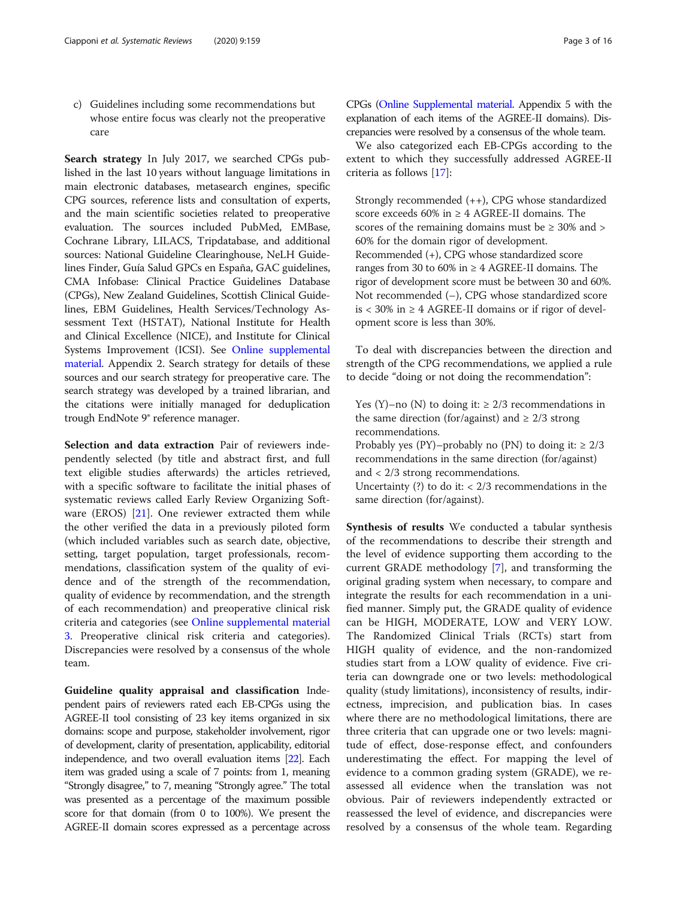c) Guidelines including some recommendations but whose entire focus was clearly not the preoperative care

**Search strategy** In July 2017, we searched CPGs published in the last 10 years without language limitations in main electronic databases, metasearch engines, specific CPG sources, reference lists and consultation of experts, and the main scientific societies related to preoperative evaluation. The sources included PubMed, EMBase, Cochrane Library, LILACS, Tripdatabase, and additional sources: National Guideline Clearinghouse, NeLH Guidelines Finder, Guía Salud GPCs en España, GAC guidelines, CMA Infobase: Clinical Practice Guidelines Database (CPGs), New Zealand Guidelines, Scottish Clinical Guidelines, EBM Guidelines, Health Services/Technology Assessment Text (HSTAT), National Institute for Health and Clinical Excellence (NICE), and Institute for Clinical Systems Improvement (ICSI). See Online supplemental material. Appendix 2. Search strategy for details of these sources and our search strategy for preoperative care. The search strategy was developed by a trained librarian, and the citations were initially managed for deduplication trough EndNote 9® reference manager.

**Selection and data extraction** Pair of reviewers independently selected (by title and abstract first, and full text eligible studies afterwards) the articles retrieved, with a specific software to facilitate the initial phases of systematic reviews called Early Review Organizing Software (EROS) [21]. One reviewer extracted them while the other verified the data in a previously piloted form (which included variables such as search date, objective, setting, target population, target professionals, recommendations, classification system of the quality of evidence and of the strength of the recommendation, quality of evidence by recommendation, and the strength of each recommendation) and preoperative clinical risk criteria and categories (see Online supplemental material 3. Preoperative clinical risk criteria and categories). Discrepancies were resolved by a consensus of the whole team.

**Guideline quality appraisal and classification** Independent pairs of reviewers rated each EB-CPGs using the AGREE-II tool consisting of 23 key items organized in six domains: scope and purpose, stakeholder involvement, rigor of development, clarity of presentation, applicability, editorial independence, and two overall evaluation items [22]. Each item was graded using a scale of 7 points: from 1, meaning "Strongly disagree," to 7, meaning "Strongly agree." The total was presented as a percentage of the maximum possible score for that domain (from 0 to 100%). We present the AGREE-II domain scores expressed as a percentage across CPGs (Online Supplemental material. Appendix 5 with the explanation of each items of the AGREE-II domains). Discrepancies were resolved by a consensus of the whole team.

We also categorized each EB-CPGs according to the extent to which they successfully addressed AGREE-II criteria as follows [17]:

Strongly recommended (++), CPG whose standardized score exceeds 60% in ≥ 4 AGREE-II domains. The scores of the remaining domains must be ≥ 30% and > 60% for the domain rigor of development.
Recommended (+), CPG whose standardized score ranges from 30 to 60% in ≥ 4 AGREE-II domains. The rigor of development score must be between 30 and 60%.
Not recommended (−), CPG whose standardized score is < 30% in ≥ 4 AGREE-II domains or if rigor of development score is less than 30%.

To deal with discrepancies between the direction and strength of the CPG recommendations, we applied a rule to decide "doing or not doing the recommendation":

Yes (Y)–no (N) to doing it: ≥ 2/3 recommendations in the same direction (for/against) and ≥ 2/3 strong recommendations.
Probably yes (PY)–probably no (PN) to doing it: ≥ 2/3 recommendations in the same direction (for/against) and < 2/3 strong recommendations.
Uncertainty (?) to do it: < 2/3 recommendations in the same direction (for/against).

**Synthesis of results** We conducted a tabular synthesis of the recommendations to describe their strength and the level of evidence supporting them according to the current GRADE methodology [7], and transforming the original grading system when necessary, to compare and integrate the results for each recommendation in a unified manner. Simply put, the GRADE quality of evidence can be HIGH, MODERATE, LOW and VERY LOW. The Randomized Clinical Trials (RCTs) start from HIGH quality of evidence, and the non-randomized studies start from a LOW quality of evidence. Five criteria can downgrade one or two levels: methodological quality (study limitations), inconsistency of results, indirectness, imprecision, and publication bias. In cases where there are no methodological limitations, there are three criteria that can upgrade one or two levels: magnitude of effect, dose-response effect, and confounders underestimating the effect. For mapping the level of evidence to a common grading system (GRADE), we reassessed all evidence when the translation was not obvious. Pair of reviewers independently extracted or reassessed the level of evidence, and discrepancies were resolved by a consensus of the whole team. Regarding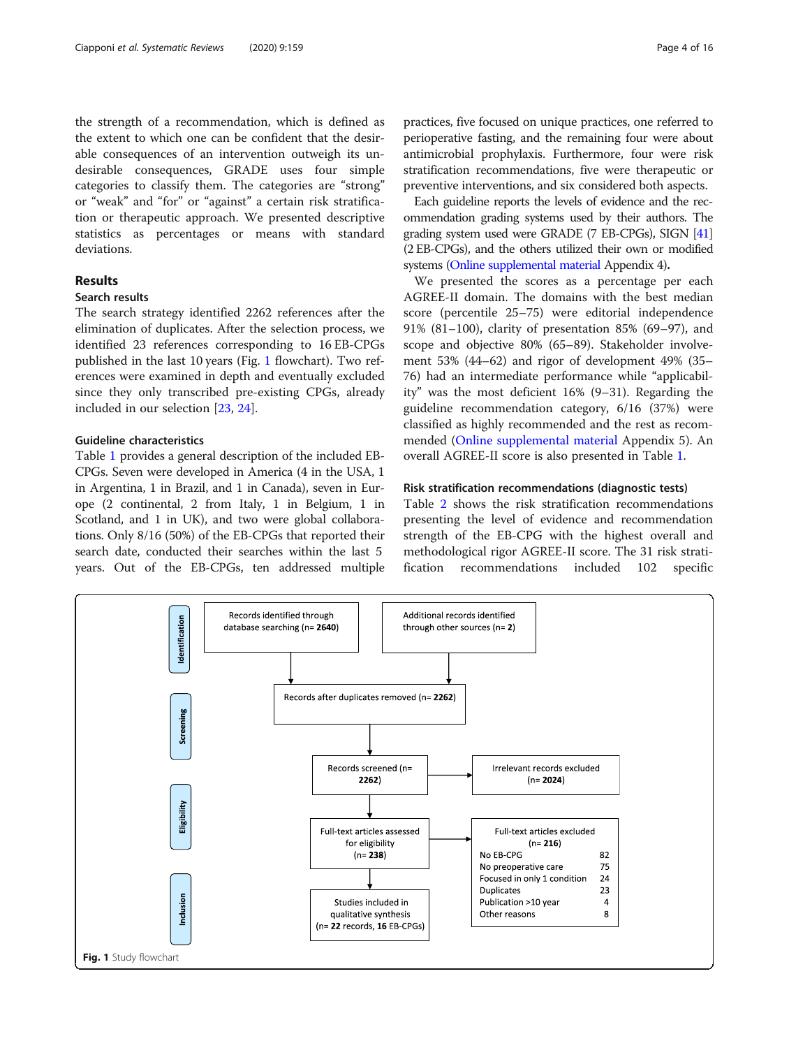the strength of a recommendation, which is defined as the extent to which one can be confident that the desirable consequences of an intervention outweigh its undesirable consequences, GRADE uses four simple categories to classify them. The categories are "strong" or "weak" and "for" or "against" a certain risk stratification or therapeutic approach. We presented descriptive statistics as percentages or means with standard deviations.

## Results

### Search results

The search strategy identified 2262 references after the elimination of duplicates. After the selection process, we identified 23 references corresponding to 16 EB-CPGs published in the last 10 years (Fig. 1 flowchart). Two references were examined in depth and eventually excluded since they only transcribed pre-existing CPGs, already included in our selection [23, 24].

### Guideline characteristics

Table 1 provides a general description of the included EB-CPGs. Seven were developed in America (4 in the USA, 1 in Argentina, 1 in Brazil, and 1 in Canada), seven in Europe (2 continental, 2 from Italy, 1 in Belgium, 1 in Scotland, and 1 in UK), and two were global collaborations. Only 8/16 (50%) of the EB-CPGs that reported their search date, conducted their searches within the last 5 years. Out of the EB-CPGs, ten addressed multiple practices, five focused on unique practices, one referred to perioperative fasting, and the remaining four were about antimicrobial prophylaxis. Furthermore, four were risk stratification recommendations, five were therapeutic or preventive interventions, and six considered both aspects.

Each guideline reports the levels of evidence and the recommendation grading systems used by their authors. The grading system used were GRADE (7 EB-CPGs), SIGN [41] (2 EB-CPGs), and the others utilized their own or modified systems (Online supplemental material Appendix 4).

We presented the scores as a percentage per each AGREE-II domain. The domains with the best median score (percentile 25–75) were editorial independence 91% (81–100), clarity of presentation 85% (69–97), and scope and objective 80% (65–89). Stakeholder involvement 53% (44–62) and rigor of development 49% (35–76) had an intermediate performance while "applicability" was the most deficient 16% (9–31). Regarding the guideline recommendation category, 6/16 (37%) were classified as highly recommended and the rest as recommended (Online supplemental material Appendix 5). An overall AGREE-II score is also presented in Table 1.

### Risk stratification recommendations (diagnostic tests)

Table 2 shows the risk stratification recommendations presenting the level of evidence and recommendation strength of the EB-CPG with the highest overall and methodological rigor AGREE-II score. The 31 risk stratification recommendations included 102 specific

**Identification**
- Records identified through database searching (n= **2640**)
- Additional records identified through other sources (n= **2**)

**Screening**
- Records after duplicates removed (n= **2262**)
- Records screened (n= **2262**) → Irrelevant records excluded (n= **2024**)

**Eligibility**
- Full-text articles assessed for eligibility (n= **238**) → Full-text articles excluded (n= **216**)

| Reason | n |
|---|---|
| No EB-CPG | 82 |
| No preoperative care | 75 |
| Focused in only 1 condition | 24 |
| Duplicates | 23 |
| Publication >10 year | 4 |
| Other reasons | 8 |

**Inclusion**
- Studies included in qualitative synthesis (n= **22** records, **16** EB-CPGs)

**Fig. 1** Study flowchart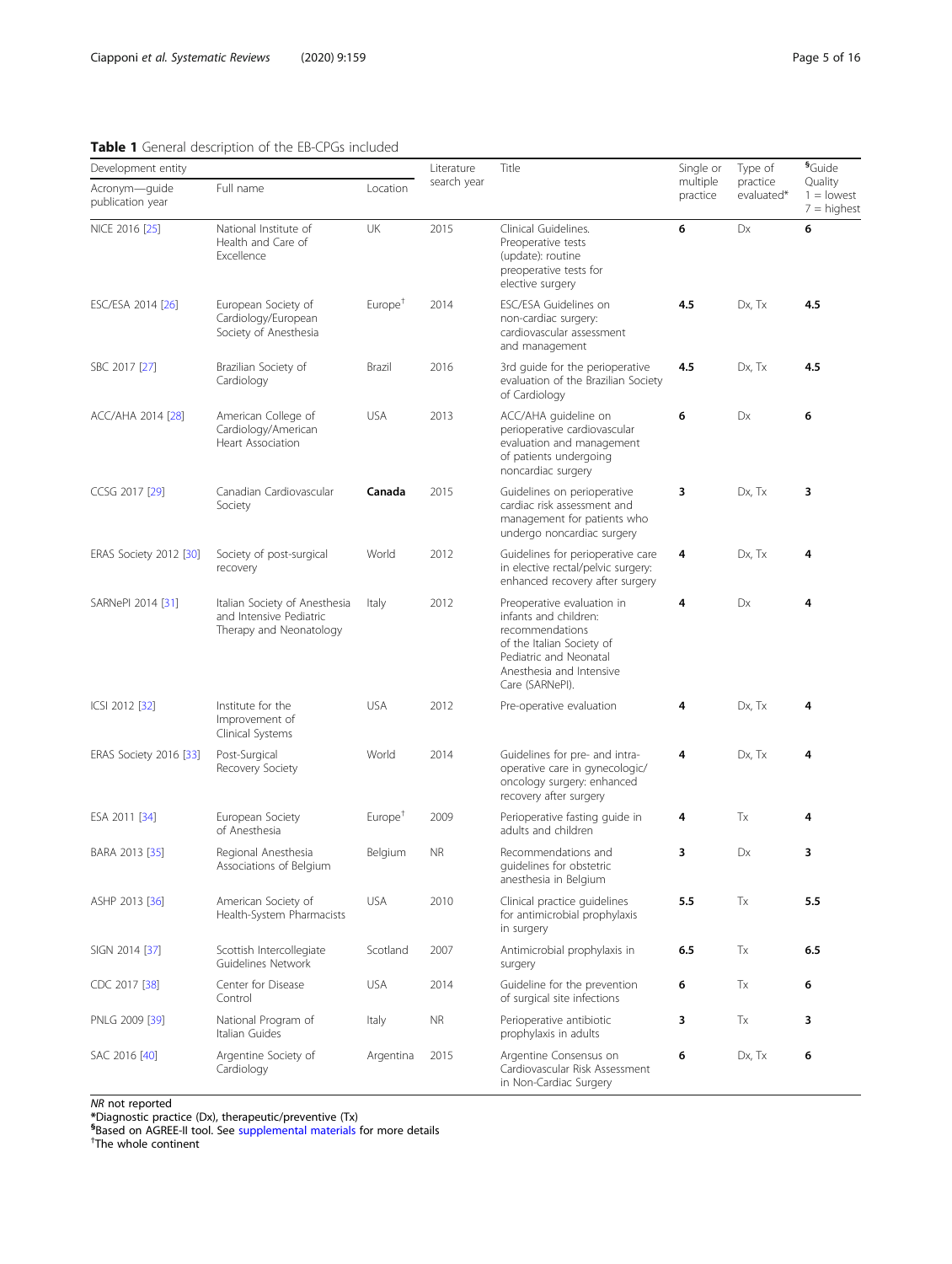**Table 1** General description of the EB-CPGs included

| Development entity | | | Literature search year | Title | Single or multiple practice | Type of practice evaluated* | §Guide Quality 1 = lowest 7 = highest |
|---|---|---|---|---|---|---|---|
| Acronym—guide publication year | Full name | Location | | | | | |
| NICE 2016 [25] | National Institute of Health and Care of Excellence | UK | 2015 | Clinical Guidelines. Preoperative tests (update): routine preoperative tests for elective surgery | **6** | Dx | **6** |
| ESC/ESA 2014 [26] | European Society of Cardiology/European Society of Anesthesia | Europe[†] | 2014 | ESC/ESA Guidelines on non-cardiac surgery: cardiovascular assessment and management | **4.5** | Dx, Tx | **4.5** |
| SBC 2017 [27] | Brazilian Society of Cardiology | Brazil | 2016 | 3rd guide for the perioperative evaluation of the Brazilian Society of Cardiology | **4.5** | Dx, Tx | **4.5** |
| ACC/AHA 2014 [28] | American College of Cardiology/American Heart Association | USA | 2013 | ACC/AHA guideline on perioperative cardiovascular evaluation and management of patients undergoing noncardiac surgery | **6** | Dx | **6** |
| CCSG 2017 [29] | Canadian Cardiovascular Society | **Canada** | 2015 | Guidelines on perioperative cardiac risk assessment and management for patients who undergo noncardiac surgery | **3** | Dx, Tx | **3** |
| ERAS Society 2012 [30] | Society of post-surgical recovery | World | 2012 | Guidelines for perioperative care in elective rectal/pelvic surgery: enhanced recovery after surgery | **4** | Dx, Tx | **4** |
| SARNePI 2014 [31] | Italian Society of Anesthesia and Intensive Pediatric Therapy and Neonatology | Italy | 2012 | Preoperative evaluation in infants and children: recommendations of the Italian Society of Pediatric and Neonatal Anesthesia and Intensive Care (SARNePI). | **4** | Dx | **4** |
| ICSI 2012 [32] | Institute for the Improvement of Clinical Systems | USA | 2012 | Pre-operative evaluation | **4** | Dx, Tx | **4** |
| ERAS Society 2016 [33] | Post-Surgical Recovery Society | World | 2014 | Guidelines for pre- and intra-operative care in gynecologic/ oncology surgery: enhanced recovery after surgery | **4** | Dx, Tx | **4** |
| ESA 2011 [34] | European Society of Anesthesia | Europe[†] | 2009 | Perioperative fasting guide in adults and children | **4** | Tx | **4** |
| BARA 2013 [35] | Regional Anesthesia Associations of Belgium | Belgium | NR | Recommendations and guidelines for obstetric anesthesia in Belgium | **3** | Dx | **3** |
| ASHP 2013 [36] | American Society of Health-System Pharmacists | USA | 2010 | Clinical practice guidelines for antimicrobial prophylaxis in surgery | **5.5** | Tx | **5.5** |
| SIGN 2014 [37] | Scottish Intercollegiate Guidelines Network | Scotland | 2007 | Antimicrobial prophylaxis in surgery | **6.5** | Tx | **6.5** |
| CDC 2017 [38] | Center for Disease Control | USA | 2014 | Guideline for the prevention of surgical site infections | **6** | Tx | **6** |
| PNLG 2009 [39] | National Program of Italian Guides | Italy | NR | Perioperative antibiotic prophylaxis in adults | **3** | Tx | **3** |
| SAC 2016 [40] | Argentine Society of Cardiology | Argentina | 2015 | Argentine Consensus on Cardiovascular Risk Assessment in Non-Cardiac Surgery | **6** | Dx, Tx | **6** |

*NR* not reported
*Diagnostic practice (Dx), therapeutic/preventive (Tx)
§Based on AGREE-II tool. See supplemental materials for more details
†The whole continent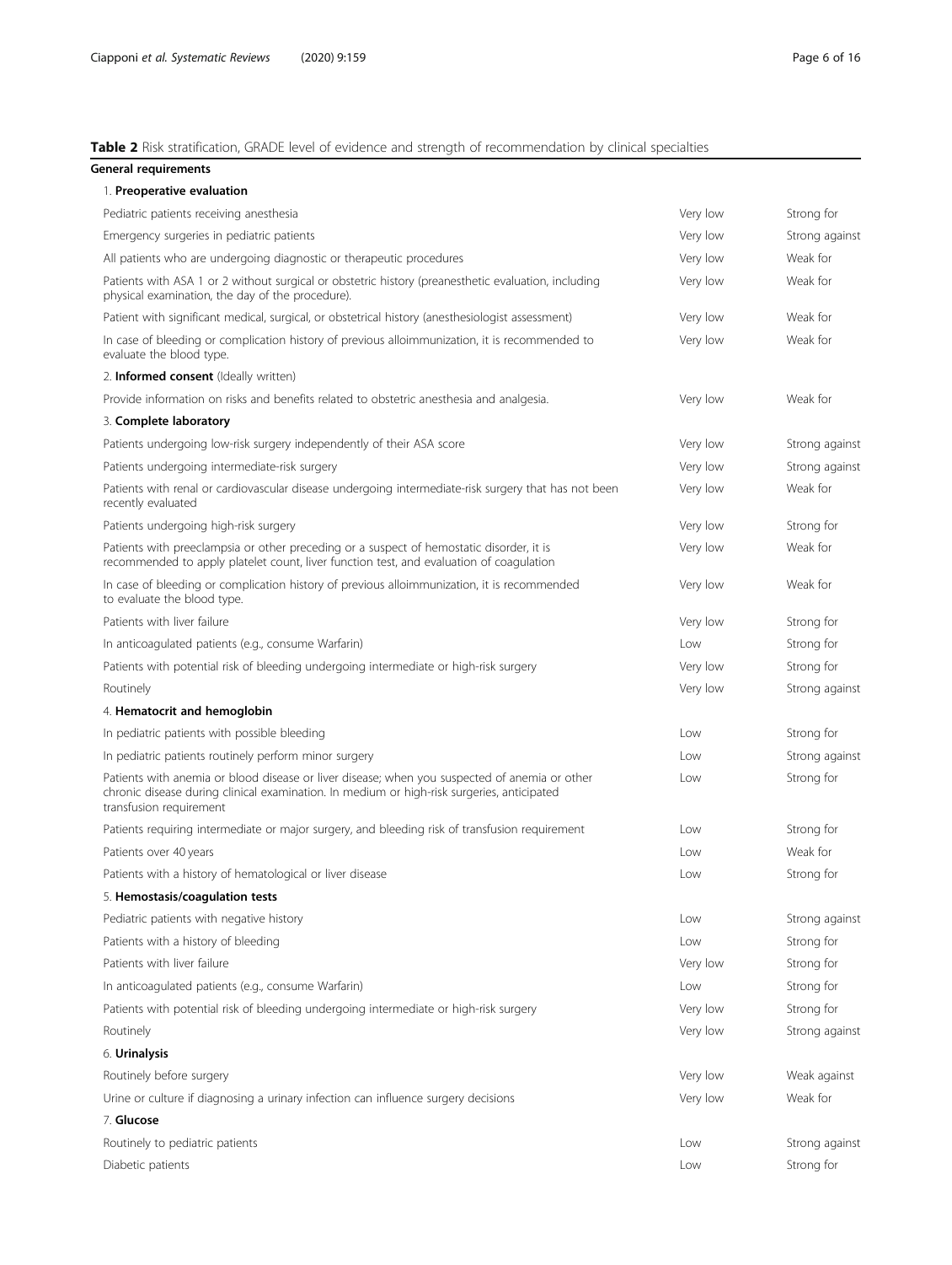**Table 2** Risk stratification, GRADE level of evidence and strength of recommendation by clinical specialties

| General requirements | | |
|---|---|---|
| 1. **Preoperative evaluation** | | |
| Pediatric patients receiving anesthesia | Very low | Strong for |
| Emergency surgeries in pediatric patients | Very low | Strong against |
| All patients who are undergoing diagnostic or therapeutic procedures | Very low | Weak for |
| Patients with ASA 1 or 2 without surgical or obstetric history (preanesthetic evaluation, including physical examination, the day of the procedure). | Very low | Weak for |
| Patient with significant medical, surgical, or obstetrical history (anesthesiologist assessment) | Very low | Weak for |
| In case of bleeding or complication history of previous alloimmunization, it is recommended to evaluate the blood type. | Very low | Weak for |
| 2. **Informed consent** (Ideally written) | | |
| Provide information on risks and benefits related to obstetric anesthesia and analgesia. | Very low | Weak for |
| 3. **Complete laboratory** | | |
| Patients undergoing low-risk surgery independently of their ASA score | Very low | Strong against |
| Patients undergoing intermediate-risk surgery | Very low | Strong against |
| Patients with renal or cardiovascular disease undergoing intermediate-risk surgery that has not been recently evaluated | Very low | Weak for |
| Patients undergoing high-risk surgery | Very low | Strong for |
| Patients with preeclampsia or other preceding or a suspect of hemostatic disorder, it is recommended to apply platelet count, liver function test, and evaluation of coagulation | Very low | Weak for |
| In case of bleeding or complication history of previous alloimmunization, it is recommended to evaluate the blood type. | Very low | Weak for |
| Patients with liver failure | Very low | Strong for |
| In anticoagulated patients (e.g., consume Warfarin) | Low | Strong for |
| Patients with potential risk of bleeding undergoing intermediate or high-risk surgery | Very low | Strong for |
| Routinely | Very low | Strong against |
| 4. **Hematocrit and hemoglobin** | | |
| In pediatric patients with possible bleeding | Low | Strong for |
| In pediatric patients routinely perform minor surgery | Low | Strong against |
| Patients with anemia or blood disease or liver disease; when you suspected of anemia or other chronic disease during clinical examination. In medium or high-risk surgeries, anticipated transfusion requirement | Low | Strong for |
| Patients requiring intermediate or major surgery, and bleeding risk of transfusion requirement | Low | Strong for |
| Patients over 40 years | Low | Weak for |
| Patients with a history of hematological or liver disease | Low | Strong for |
| 5. **Hemostasis/coagulation tests** | | |
| Pediatric patients with negative history | Low | Strong against |
| Patients with a history of bleeding | Low | Strong for |
| Patients with liver failure | Very low | Strong for |
| In anticoagulated patients (e.g., consume Warfarin) | Low | Strong for |
| Patients with potential risk of bleeding undergoing intermediate or high-risk surgery | Very low | Strong for |
| Routinely | Very low | Strong against |
| 6. **Urinalysis** | | |
| Routinely before surgery | Very low | Weak against |
| Urine or culture if diagnosing a urinary infection can influence surgery decisions | Very low | Weak for |
| 7. **Glucose** | | |
| Routinely to pediatric patients | Low | Strong against |
| Diabetic patients | Low | Strong for |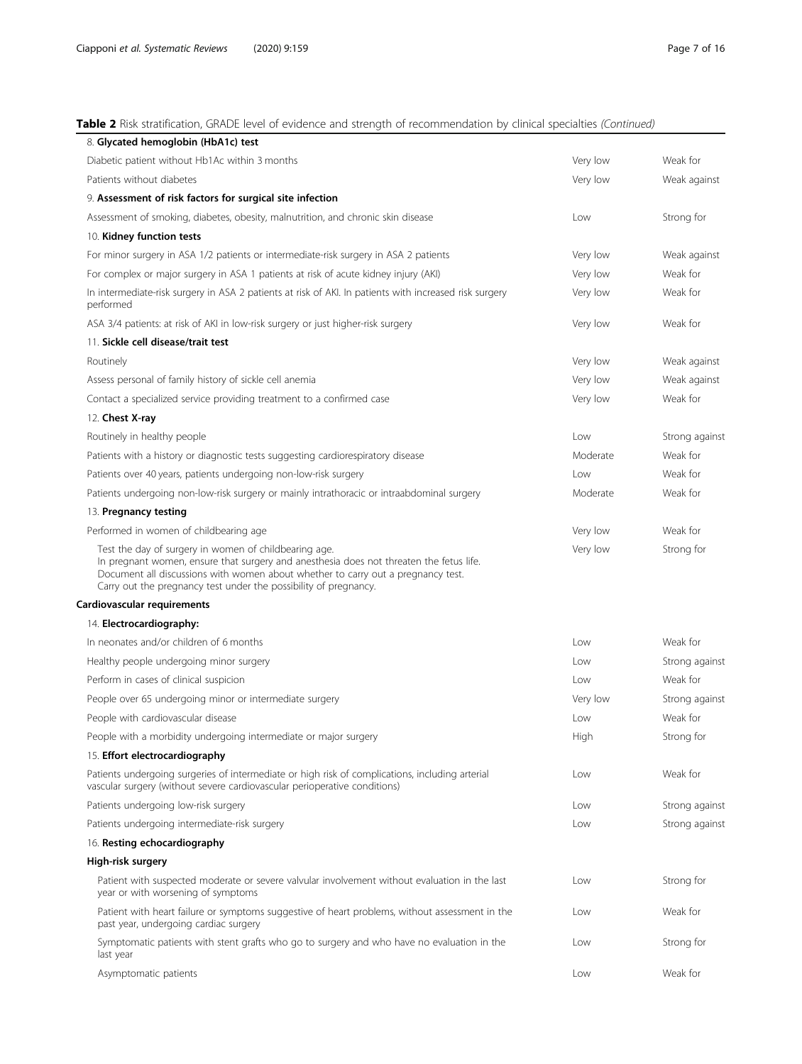**Table 2** Risk stratification, GRADE level of evidence and strength of recommendation by clinical specialties *(Continued)*

| | | |
|---|---|---|
| 8. **Glycated hemoglobin (HbA1c) test** | | |
| Diabetic patient without Hb1Ac within 3 months | Very low | Weak for |
| Patients without diabetes | Very low | Weak against |
| 9. **Assessment of risk factors for surgical site infection** | | |
| Assessment of smoking, diabetes, obesity, malnutrition, and chronic skin disease | Low | Strong for |
| 10. **Kidney function tests** | | |
| For minor surgery in ASA 1/2 patients or intermediate-risk surgery in ASA 2 patients | Very low | Weak against |
| For complex or major surgery in ASA 1 patients at risk of acute kidney injury (AKI) | Very low | Weak for |
| In intermediate-risk surgery in ASA 2 patients at risk of AKI. In patients with increased risk surgery performed | Very low | Weak for |
| ASA 3/4 patients: at risk of AKI in low-risk surgery or just higher-risk surgery | Very low | Weak for |
| 11. **Sickle cell disease/trait test** | | |
| Routinely | Very low | Weak against |
| Assess personal of family history of sickle cell anemia | Very low | Weak against |
| Contact a specialized service providing treatment to a confirmed case | Very low | Weak for |
| 12. **Chest X-ray** | | |
| Routinely in healthy people | Low | Strong against |
| Patients with a history or diagnostic tests suggesting cardiorespiratory disease | Moderate | Weak for |
| Patients over 40 years, patients undergoing non-low-risk surgery | Low | Weak for |
| Patients undergoing non-low-risk surgery or mainly intrathoracic or intraabdominal surgery | Moderate | Weak for |
| 13. **Pregnancy testing** | | |
| Performed in women of childbearing age | Very low | Weak for |
| Test the day of surgery in women of childbearing age. In pregnant women, ensure that surgery and anesthesia does not threaten the fetus life. Document all discussions with women about whether to carry out a pregnancy test. Carry out the pregnancy test under the possibility of pregnancy. | Very low | Strong for |
| **Cardiovascular requirements** | | |
| 14. **Electrocardiography:** | | |
| In neonates and/or children of 6 months | Low | Weak for |
| Healthy people undergoing minor surgery | Low | Strong against |
| Perform in cases of clinical suspicion | Low | Weak for |
| People over 65 undergoing minor or intermediate surgery | Very low | Strong against |
| People with cardiovascular disease | Low | Weak for |
| People with a morbidity undergoing intermediate or major surgery | High | Strong for |
| 15. **Effort electrocardiography** | | |
| Patients undergoing surgeries of intermediate or high risk of complications, including arterial vascular surgery (without severe cardiovascular perioperative conditions) | Low | Weak for |
| Patients undergoing low-risk surgery | Low | Strong against |
| Patients undergoing intermediate-risk surgery | Low | Strong against |
| 16. **Resting echocardiography** | | |
| **High-risk surgery** | | |
| Patient with suspected moderate or severe valvular involvement without evaluation in the last year or with worsening of symptoms | Low | Strong for |
| Patient with heart failure or symptoms suggestive of heart problems, without assessment in the past year, undergoing cardiac surgery | Low | Weak for |
| Symptomatic patients with stent grafts who go to surgery and who have no evaluation in the last year | Low | Strong for |
| Asymptomatic patients | Low | Weak for |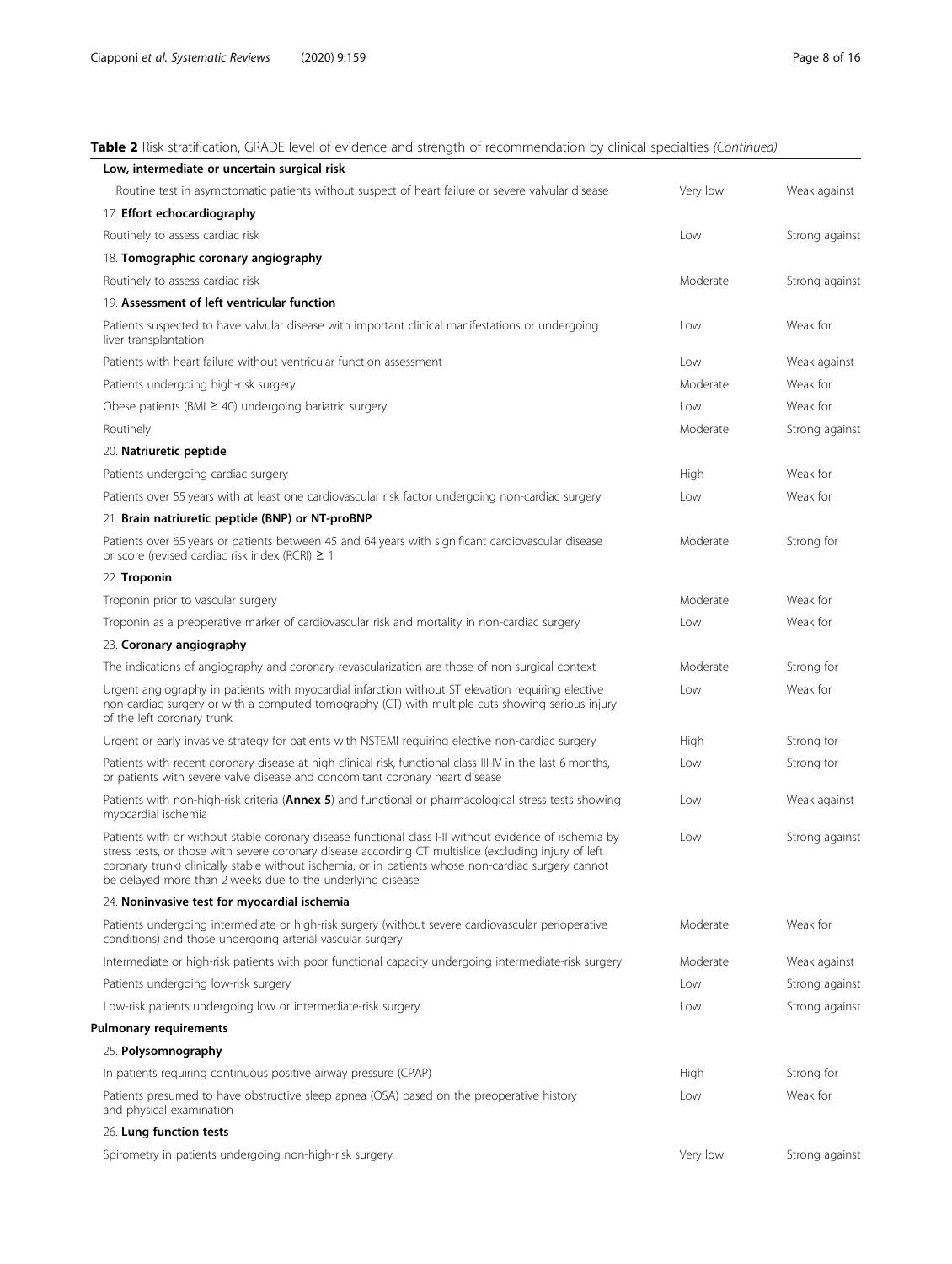**Table 2** Risk stratification, GRADE level of evidence and strength of recommendation by clinical specialties *(Continued)*

| | | |
|---|---|---|
| **Low, intermediate or uncertain surgical risk** | | |
| Routine test in asymptomatic patients without suspect of heart failure or severe valvular disease | Very low | Weak against |
| 17. **Effort echocardiography** | | |
| Routinely to assess cardiac risk | Low | Strong against |
| 18. **Tomographic coronary angiography** | | |
| Routinely to assess cardiac risk | Moderate | Strong against |
| 19. **Assessment of left ventricular function** | | |
| Patients suspected to have valvular disease with important clinical manifestations or undergoing liver transplantation | Low | Weak for |
| Patients with heart failure without ventricular function assessment | Low | Weak against |
| Patients undergoing high-risk surgery | Moderate | Weak for |
| Obese patients (BMI ≥ 40) undergoing bariatric surgery | Low | Weak for |
| Routinely | Moderate | Strong against |
| 20. **Natriuretic peptide** | | |
| Patients undergoing cardiac surgery | High | Weak for |
| Patients over 55 years with at least one cardiovascular risk factor undergoing non-cardiac surgery | Low | Weak for |
| 21. **Brain natriuretic peptide (BNP) or NT-proBNP** | | |
| Patients over 65 years or patients between 45 and 64 years with significant cardiovascular disease or score (revised cardiac risk index (RCRI) ≥ 1 | Moderate | Strong for |
| 22. **Troponin** | | |
| Troponin prior to vascular surgery | Moderate | Weak for |
| Troponin as a preoperative marker of cardiovascular risk and mortality in non-cardiac surgery | Low | Weak for |
| 23. **Coronary angiography** | | |
| The indications of angiography and coronary revascularization are those of non-surgical context | Moderate | Strong for |
| Urgent angiography in patients with myocardial infarction without ST elevation requiring elective non-cardiac surgery or with a computed tomography (CT) with multiple cuts showing serious injury of the left coronary trunk | Low | Weak for |
| Urgent or early invasive strategy for patients with NSTEMI requiring elective non-cardiac surgery | High | Strong for |
| Patients with recent coronary disease at high clinical risk, functional class III-IV in the last 6 months, or patients with severe valve disease and concomitant coronary heart disease | Low | Strong for |
| Patients with non-high-risk criteria (**Annex 5**) and functional or pharmacological stress tests showing myocardial ischemia | Low | Weak against |
| Patients with or without stable coronary disease functional class I-II without evidence of ischemia by stress tests, or those with severe coronary disease according CT multislice (excluding injury of left coronary trunk) clinically stable without ischemia, or in patients whose non-cardiac surgery cannot be delayed more than 2 weeks due to the underlying disease | Low | Strong against |
| 24. **Noninvasive test for myocardial ischemia** | | |
| Patients undergoing intermediate or high-risk surgery (without severe cardiovascular perioperative conditions) and those undergoing arterial vascular surgery | Moderate | Weak for |
| Intermediate or high-risk patients with poor functional capacity undergoing intermediate-risk surgery | Moderate | Weak against |
| Patients undergoing low-risk surgery | Low | Strong against |
| Low-risk patients undergoing low or intermediate-risk surgery | Low | Strong against |
| **Pulmonary requirements** | | |
| 25. **Polysomnography** | | |
| In patients requiring continuous positive airway pressure (CPAP) | High | Strong for |
| Patients presumed to have obstructive sleep apnea (OSA) based on the preoperative history and physical examination | Low | Weak for |
| 26. **Lung function tests** | | |
| Spirometry in patients undergoing non-high-risk surgery | Very low | Strong against |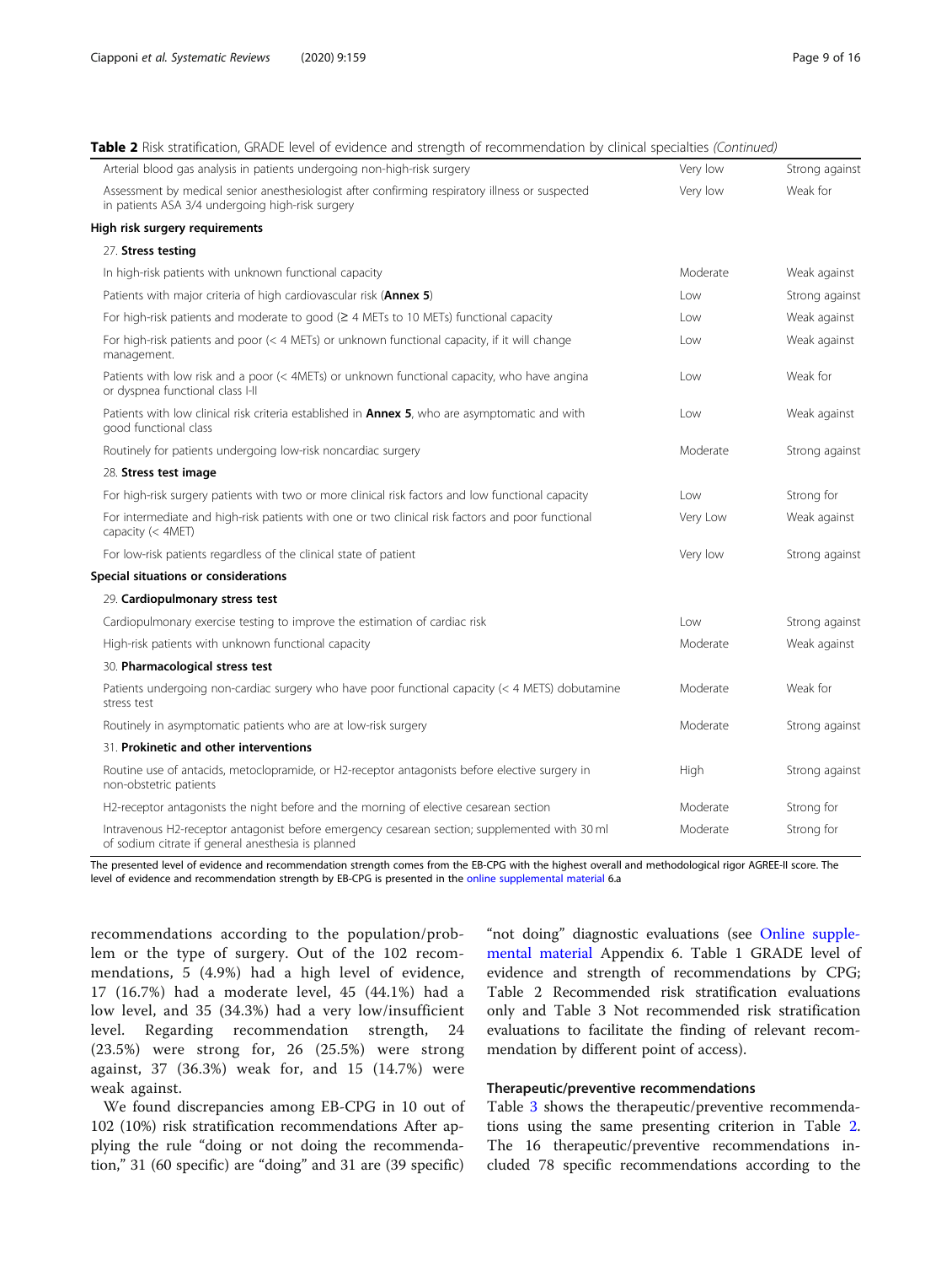**Table 2** Risk stratification, GRADE level of evidence and strength of recommendation by clinical specialties *(Continued)*

| | | |
|---|---|---|
| Arterial blood gas analysis in patients undergoing non-high-risk surgery | Very low | Strong against |
| Assessment by medical senior anesthesiologist after confirming respiratory illness or suspected in patients ASA 3/4 undergoing high-risk surgery | Very low | Weak for |
| **High risk surgery requirements** | | |
| 27. **Stress testing** | | |
| In high-risk patients with unknown functional capacity | Moderate | Weak against |
| Patients with major criteria of high cardiovascular risk (**Annex 5**) | Low | Strong against |
| For high-risk patients and moderate to good (≥ 4 METs to 10 METs) functional capacity | Low | Weak against |
| For high-risk patients and poor (< 4 METs) or unknown functional capacity, if it will change management. | Low | Weak against |
| Patients with low risk and a poor (< 4METs) or unknown functional capacity, who have angina or dyspnea functional class I-II | Low | Weak for |
| Patients with low clinical risk criteria established in **Annex 5**, who are asymptomatic and with good functional class | Low | Weak against |
| Routinely for patients undergoing low-risk noncardiac surgery | Moderate | Strong against |
| 28. **Stress test image** | | |
| For high-risk surgery patients with two or more clinical risk factors and low functional capacity | Low | Strong for |
| For intermediate and high-risk patients with one or two clinical risk factors and poor functional capacity (< 4MET) | Very Low | Weak against |
| For low-risk patients regardless of the clinical state of patient | Very low | Strong against |
| **Special situations or considerations** | | |
| 29. **Cardiopulmonary stress test** | | |
| Cardiopulmonary exercise testing to improve the estimation of cardiac risk | Low | Strong against |
| High-risk patients with unknown functional capacity | Moderate | Weak against |
| 30. **Pharmacological stress test** | | |
| Patients undergoing non-cardiac surgery who have poor functional capacity (< 4 METS) dobutamine stress test | Moderate | Weak for |
| Routinely in asymptomatic patients who are at low-risk surgery | Moderate | Strong against |
| 31. **Prokinetic and other interventions** | | |
| Routine use of antacids, metoclopramide, or H2-receptor antagonists before elective surgery in non-obstetric patients | High | Strong against |
| H2-receptor antagonists the night before and the morning of elective cesarean section | Moderate | Strong for |
| Intravenous H2-receptor antagonist before emergency cesarean section; supplemented with 30 ml of sodium citrate if general anesthesia is planned | Moderate | Strong for |

The presented level of evidence and recommendation strength comes from the EB-CPG with the highest overall and methodological rigor AGREE-II score. The level of evidence and recommendation strength by EB-CPG is presented in the online supplemental material 6.a

recommendations according to the population/problem or the type of surgery. Out of the 102 recommendations, 5 (4.9%) had a high level of evidence, 17 (16.7%) had a moderate level, 45 (44.1%) had a low level, and 35 (34.3%) had a very low/insufficient level. Regarding recommendation strength, 24 (23.5%) were strong for, 26 (25.5%) were strong against, 37 (36.3%) weak for, and 15 (14.7%) were weak against.

We found discrepancies among EB-CPG in 10 out of 102 (10%) risk stratification recommendations After applying the rule "doing or not doing the recommendation," 31 (60 specific) are "doing" and 31 are (39 specific) "not doing" diagnostic evaluations (see Online supplemental material Appendix 6. Table 1 GRADE level of evidence and strength of recommendations by CPG; Table 2 Recommended risk stratification evaluations only and Table 3 Not recommended risk stratification evaluations to facilitate the finding of relevant recommendation by different point of access).

### Therapeutic/preventive recommendations

Table 3 shows the therapeutic/preventive recommendations using the same presenting criterion in Table 2. The 16 therapeutic/preventive recommendations included 78 specific recommendations according to the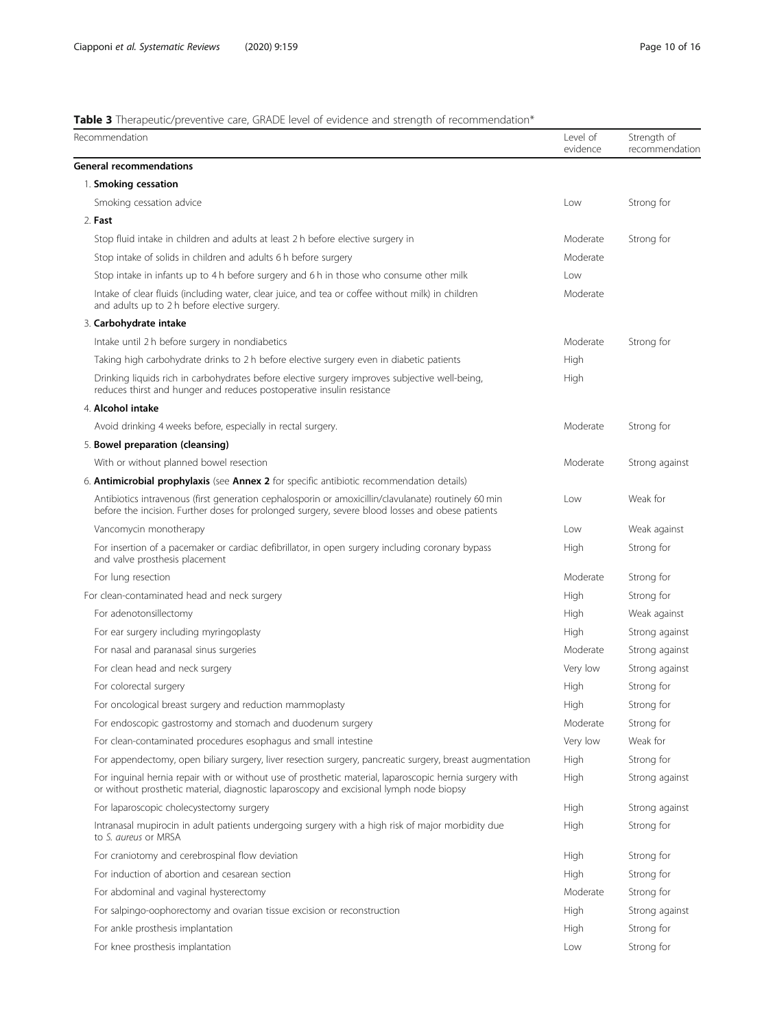**Table 3** Therapeutic/preventive care, GRADE level of evidence and strength of recommendation*

| Recommendation | Level of evidence | Strength of recommendation |
|---|---|---|
| **General recommendations** | | |
| 1. **Smoking cessation** | | |
| Smoking cessation advice | Low | Strong for |
| 2. **Fast** | | |
| Stop fluid intake in children and adults at least 2 h before elective surgery in | Moderate | Strong for |
| Stop intake of solids in children and adults 6 h before surgery | Moderate | |
| Stop intake in infants up to 4 h before surgery and 6 h in those who consume other milk | Low | |
| Intake of clear fluids (including water, clear juice, and tea or coffee without milk) in children and adults up to 2 h before elective surgery. | Moderate | |
| 3. **Carbohydrate intake** | | |
| Intake until 2 h before surgery in nondiabetics | Moderate | Strong for |
| Taking high carbohydrate drinks to 2 h before elective surgery even in diabetic patients | High | |
| Drinking liquids rich in carbohydrates before elective surgery improves subjective well-being, reduces thirst and hunger and reduces postoperative insulin resistance | High | |
| 4. **Alcohol intake** | | |
| Avoid drinking 4 weeks before, especially in rectal surgery. | Moderate | Strong for |
| 5. **Bowel preparation (cleansing)** | | |
| With or without planned bowel resection | Moderate | Strong against |
| 6. **Antimicrobial prophylaxis** (see **Annex 2** for specific antibiotic recommendation details) | | |
| Antibiotics intravenous (first generation cephalosporin or amoxicillin/clavulanate) routinely 60 min before the incision. Further doses for prolonged surgery, severe blood losses and obese patients | Low | Weak for |
| Vancomycin monotherapy | Low | Weak against |
| For insertion of a pacemaker or cardiac defibrillator, in open surgery including coronary bypass and valve prosthesis placement | High | Strong for |
| For lung resection | Moderate | Strong for |
| For clean-contaminated head and neck surgery | High | Strong for |
| For adenotonsillectomy | High | Weak against |
| For ear surgery including myringoplasty | High | Strong against |
| For nasal and paranasal sinus surgeries | Moderate | Strong against |
| For clean head and neck surgery | Very low | Strong against |
| For colorectal surgery | High | Strong for |
| For oncological breast surgery and reduction mammoplasty | High | Strong for |
| For endoscopic gastrostomy and stomach and duodenum surgery | Moderate | Strong for |
| For clean-contaminated procedures esophagus and small intestine | Very low | Weak for |
| For appendectomy, open biliary surgery, liver resection surgery, pancreatic surgery, breast augmentation | High | Strong for |
| For inguinal hernia repair with or without use of prosthetic material, laparoscopic hernia surgery with or without prosthetic material, diagnostic laparoscopy and excisional lymph node biopsy | High | Strong against |
| For laparoscopic cholecystectomy surgery | High | Strong against |
| Intranasal mupirocin in adult patients undergoing surgery with a high risk of major morbidity due to *S. aureus* or MRSA | High | Strong for |
| For craniotomy and cerebrospinal flow deviation | High | Strong for |
| For induction of abortion and cesarean section | High | Strong for |
| For abdominal and vaginal hysterectomy | Moderate | Strong for |
| For salpingo-oophorectomy and ovarian tissue excision or reconstruction | High | Strong against |
| For ankle prosthesis implantation | High | Strong for |
| For knee prosthesis implantation | Low | Strong for |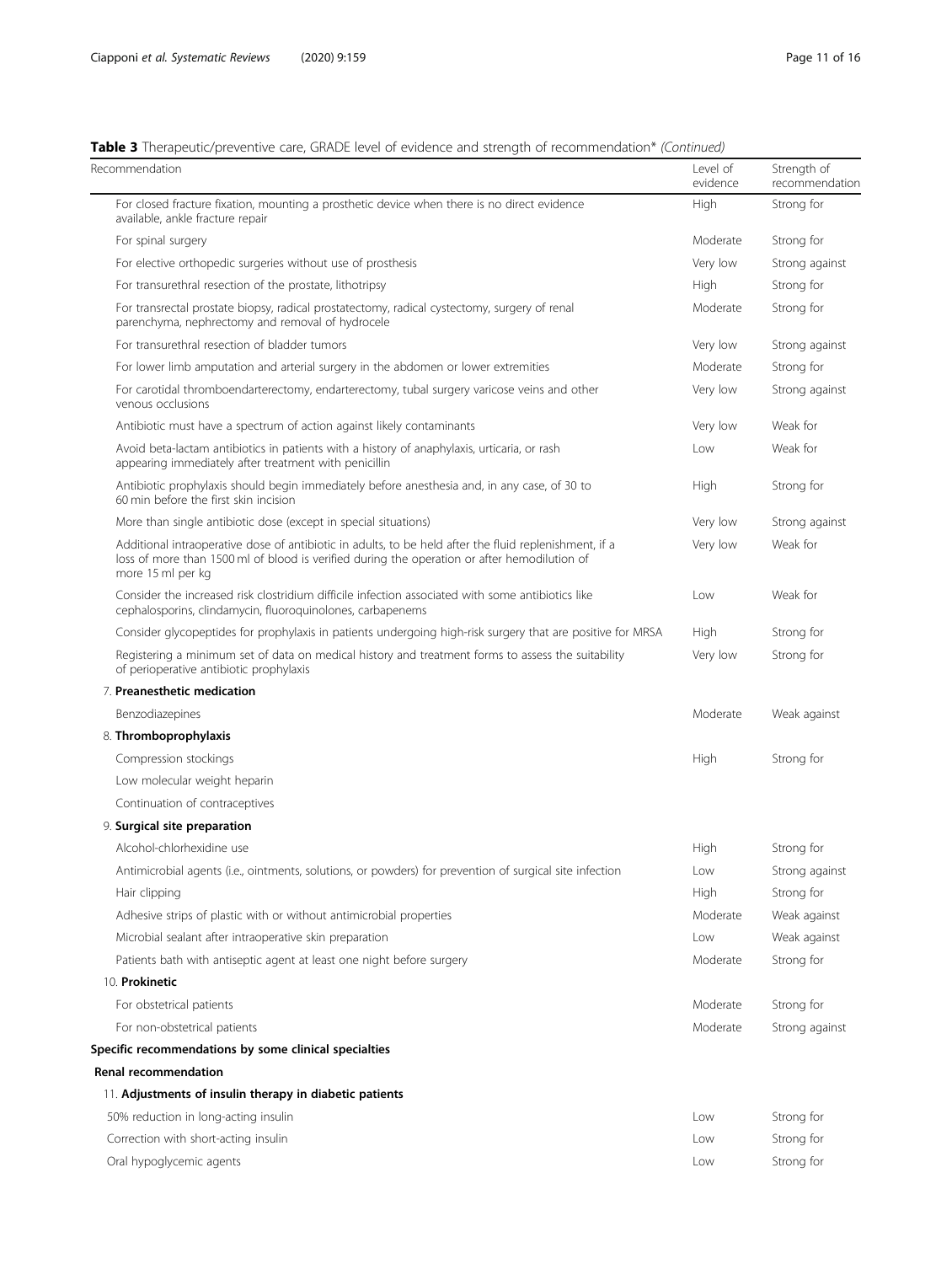**Table 3** Therapeutic/preventive care, GRADE level of evidence and strength of recommendation* *(Continued)*

| Recommendation | Level of evidence | Strength of recommendation |
|---|---|---|
| For closed fracture fixation, mounting a prosthetic device when there is no direct evidence available, ankle fracture repair | High | Strong for |
| For spinal surgery | Moderate | Strong for |
| For elective orthopedic surgeries without use of prosthesis | Very low | Strong against |
| For transurethral resection of the prostate, lithotripsy | High | Strong for |
| For transrectal prostate biopsy, radical prostatectomy, radical cystectomy, surgery of renal parenchyma, nephrectomy and removal of hydrocele | Moderate | Strong for |
| For transurethral resection of bladder tumors | Very low | Strong against |
| For lower limb amputation and arterial surgery in the abdomen or lower extremities | Moderate | Strong for |
| For carotidal thromboendarterectomy, endarterectomy, tubal surgery varicose veins and other venous occlusions | Very low | Strong against |
| Antibiotic must have a spectrum of action against likely contaminants | Very low | Weak for |
| Avoid beta-lactam antibiotics in patients with a history of anaphylaxis, urticaria, or rash appearing immediately after treatment with penicillin | Low | Weak for |
| Antibiotic prophylaxis should begin immediately before anesthesia and, in any case, of 30 to 60 min before the first skin incision | High | Strong for |
| More than single antibiotic dose (except in special situations) | Very low | Strong against |
| Additional intraoperative dose of antibiotic in adults, to be held after the fluid replenishment, if a loss of more than 1500 ml of blood is verified during the operation or after hemodilution of more 15 ml per kg | Very low | Weak for |
| Consider the increased risk clostridium difficile infection associated with some antibiotics like cephalosporins, clindamycin, fluoroquinolones, carbapenems | Low | Weak for |
| Consider glycopeptides for prophylaxis in patients undergoing high-risk surgery that are positive for MRSA | High | Strong for |
| Registering a minimum set of data on medical history and treatment forms to assess the suitability of perioperative antibiotic prophylaxis | Very low | Strong for |
| 7. **Preanesthetic medication** | | |
| Benzodiazepines | Moderate | Weak against |
| 8. **Thromboprophylaxis** | | |
| Compression stockings | High | Strong for |
| Low molecular weight heparin | | |
| Continuation of contraceptives | | |
| 9. **Surgical site preparation** | | |
| Alcohol-chlorhexidine use | High | Strong for |
| Antimicrobial agents (i.e., ointments, solutions, or powders) for prevention of surgical site infection | Low | Strong against |
| Hair clipping | High | Strong for |
| Adhesive strips of plastic with or without antimicrobial properties | Moderate | Weak against |
| Microbial sealant after intraoperative skin preparation | Low | Weak against |
| Patients bath with antiseptic agent at least one night before surgery | Moderate | Strong for |
| 10. **Prokinetic** | | |
| For obstetrical patients | Moderate | Strong for |
| For non-obstetrical patients | Moderate | Strong against |
| **Specific recommendations by some clinical specialties** | | |
| **Renal recommendation** | | |
| 11. **Adjustments of insulin therapy in diabetic patients** | | |
| 50% reduction in long-acting insulin | Low | Strong for |
| Correction with short-acting insulin | Low | Strong for |
| Oral hypoglycemic agents | Low | Strong for |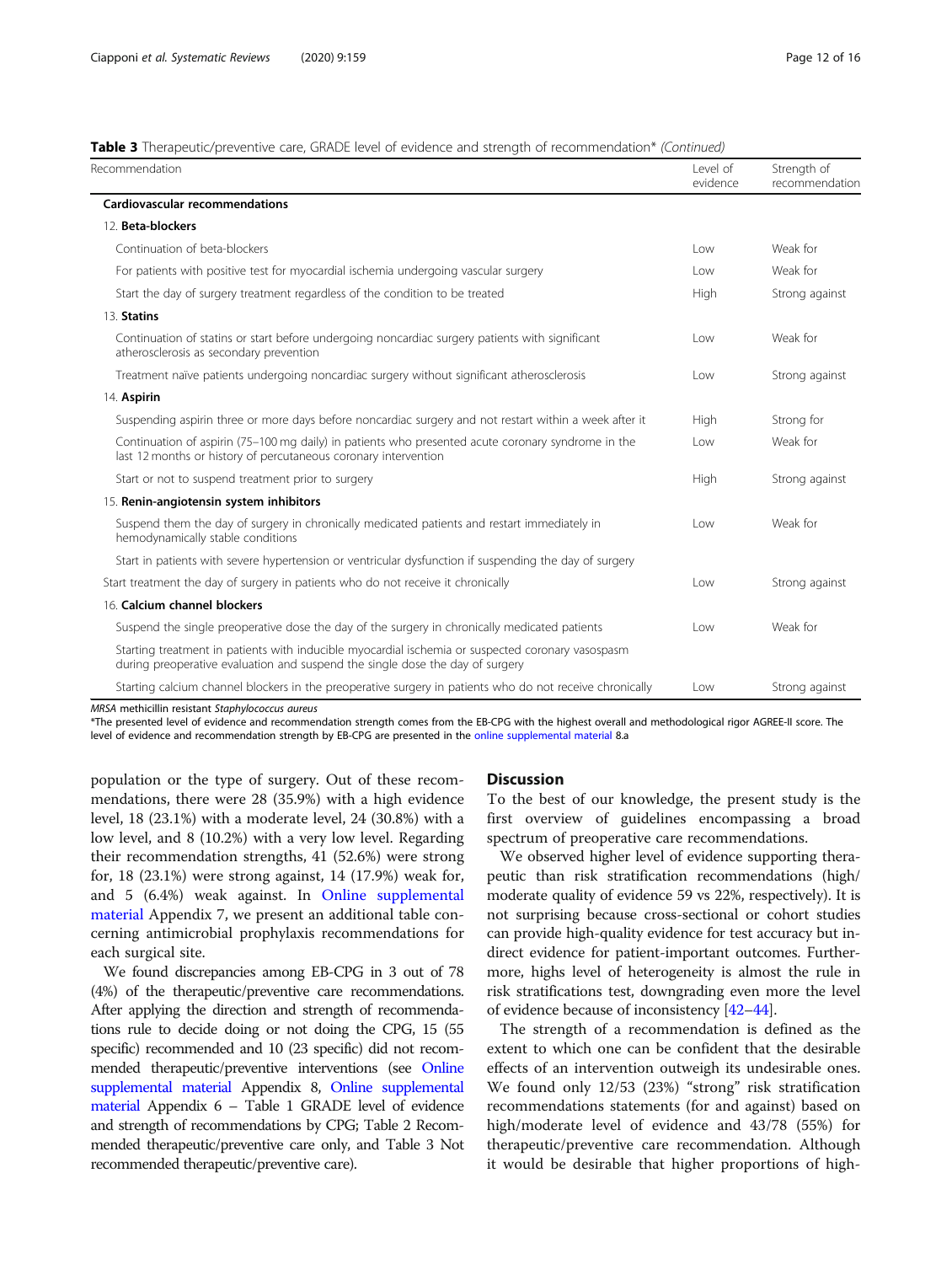**Table 3** Therapeutic/preventive care, GRADE level of evidence and strength of recommendation* *(Continued)*

| Recommendation | Level of evidence | Strength of recommendation |
|---|---|---|
| **Cardiovascular recommendations** | | |
| 12. **Beta-blockers** | | |
| Continuation of beta-blockers | Low | Weak for |
| For patients with positive test for myocardial ischemia undergoing vascular surgery | Low | Weak for |
| Start the day of surgery treatment regardless of the condition to be treated | High | Strong against |
| 13. **Statins** | | |
| Continuation of statins or start before undergoing noncardiac surgery patients with significant atherosclerosis as secondary prevention | Low | Weak for |
| Treatment naïve patients undergoing noncardiac surgery without significant atherosclerosis | Low | Strong against |
| 14. **Aspirin** | | |
| Suspending aspirin three or more days before noncardiac surgery and not restart within a week after it | High | Strong for |
| Continuation of aspirin (75–100 mg daily) in patients who presented acute coronary syndrome in the last 12 months or history of percutaneous coronary intervention | Low | Weak for |
| Start or not to suspend treatment prior to surgery | High | Strong against |
| 15. **Renin-angiotensin system inhibitors** | | |
| Suspend them the day of surgery in chronically medicated patients and restart immediately in hemodynamically stable conditions | Low | Weak for |
| Start in patients with severe hypertension or ventricular dysfunction if suspending the day of surgery | | |
| Start treatment the day of surgery in patients who do not receive it chronically | Low | Strong against |
| 16. **Calcium channel blockers** | | |
| Suspend the single preoperative dose the day of the surgery in chronically medicated patients | Low | Weak for |
| Starting treatment in patients with inducible myocardial ischemia or suspected coronary vasospasm during preoperative evaluation and suspend the single dose the day of surgery | | |
| Starting calcium channel blockers in the preoperative surgery in patients who do not receive chronically | Low | Strong against |

*MRSA* methicillin resistant *Staphylococcus aureus*

*The presented level of evidence and recommendation strength comes from the EB-CPG with the highest overall and methodological rigor AGREE-II score. The level of evidence and recommendation strength by EB-CPG are presented in the online supplemental material 8.a

population or the type of surgery. Out of these recommendations, there were 28 (35.9%) with a high evidence level, 18 (23.1%) with a moderate level, 24 (30.8%) with a low level, and 8 (10.2%) with a very low level. Regarding their recommendation strengths, 41 (52.6%) were strong for, 18 (23.1%) were strong against, 14 (17.9%) weak for, and 5 (6.4%) weak against. In Online supplemental material Appendix 7, we present an additional table concerning antimicrobial prophylaxis recommendations for each surgical site.

We found discrepancies among EB-CPG in 3 out of 78 (4%) of the therapeutic/preventive care recommendations. After applying the direction and strength of recommendations rule to decide doing or not doing the CPG, 15 (55 specific) recommended and 10 (23 specific) did not recommended therapeutic/preventive interventions (see Online supplemental material Appendix 8, Online supplemental material Appendix 6 – Table 1 GRADE level of evidence and strength of recommendations by CPG; Table 2 Recommended therapeutic/preventive care only, and Table 3 Not recommended therapeutic/preventive care).

## Discussion

To the best of our knowledge, the present study is the first overview of guidelines encompassing a broad spectrum of preoperative care recommendations.

We observed higher level of evidence supporting therapeutic than risk stratification recommendations (high/moderate quality of evidence 59 vs 22%, respectively). It is not surprising because cross-sectional or cohort studies can provide high-quality evidence for test accuracy but indirect evidence for patient-important outcomes. Furthermore, highs level of heterogeneity is almost the rule in risk stratifications test, downgrading even more the level of evidence because of inconsistency [42–44].

The strength of a recommendation is defined as the extent to which one can be confident that the desirable effects of an intervention outweigh its undesirable ones. We found only 12/53 (23%) "strong" risk stratification recommendations statements (for and against) based on high/moderate level of evidence and 43/78 (55%) for therapeutic/preventive care recommendation. Although it would be desirable that higher proportions of high-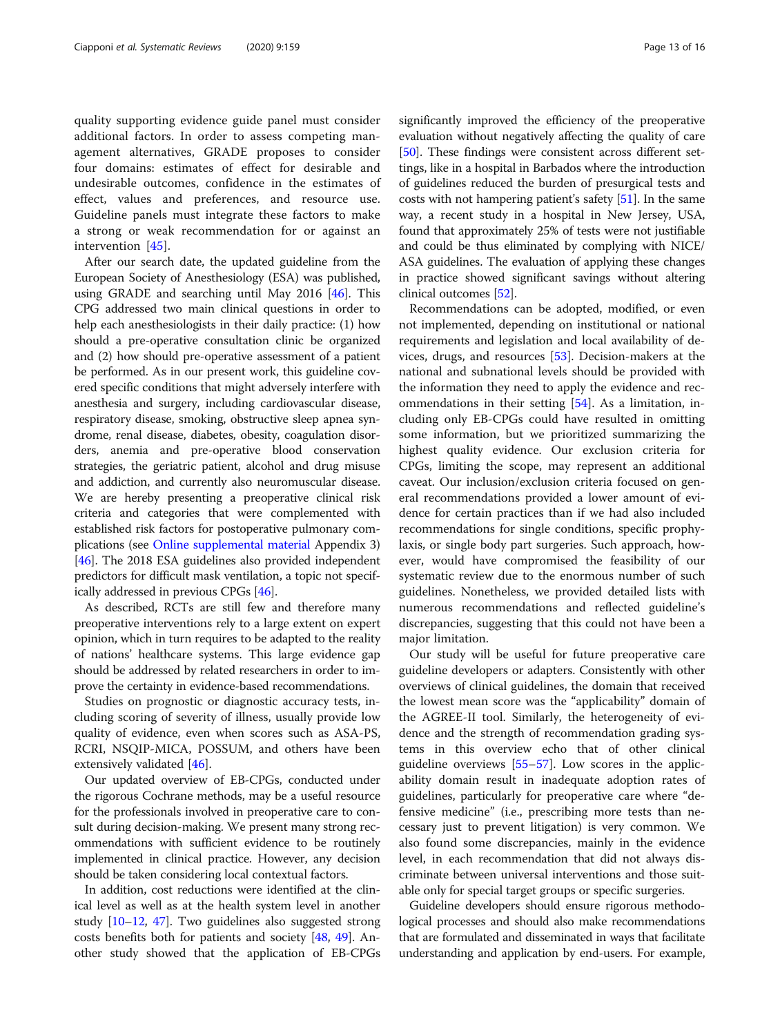quality supporting evidence guide panel must consider additional factors. In order to assess competing management alternatives, GRADE proposes to consider four domains: estimates of effect for desirable and undesirable outcomes, confidence in the estimates of effect, values and preferences, and resource use. Guideline panels must integrate these factors to make a strong or weak recommendation for or against an intervention [45].

After our search date, the updated guideline from the European Society of Anesthesiology (ESA) was published, using GRADE and searching until May 2016 [46]. This CPG addressed two main clinical questions in order to help each anesthesiologists in their daily practice: (1) how should a pre-operative consultation clinic be organized and (2) how should pre-operative assessment of a patient be performed. As in our present work, this guideline covered specific conditions that might adversely interfere with anesthesia and surgery, including cardiovascular disease, respiratory disease, smoking, obstructive sleep apnea syndrome, renal disease, diabetes, obesity, coagulation disorders, anemia and pre-operative blood conservation strategies, the geriatric patient, alcohol and drug misuse and addiction, and currently also neuromuscular disease. We are hereby presenting a preoperative clinical risk criteria and categories that were complemented with established risk factors for postoperative pulmonary complications (see Online supplemental material Appendix 3) [46]. The 2018 ESA guidelines also provided independent predictors for difficult mask ventilation, a topic not specifically addressed in previous CPGs [46].

As described, RCTs are still few and therefore many preoperative interventions rely to a large extent on expert opinion, which in turn requires to be adapted to the reality of nations' healthcare systems. This large evidence gap should be addressed by related researchers in order to improve the certainty in evidence-based recommendations.

Studies on prognostic or diagnostic accuracy tests, including scoring of severity of illness, usually provide low quality of evidence, even when scores such as ASA-PS, RCRI, NSQIP-MICA, POSSUM, and others have been extensively validated [46].

Our updated overview of EB-CPGs, conducted under the rigorous Cochrane methods, may be a useful resource for the professionals involved in preoperative care to consult during decision-making. We present many strong recommendations with sufficient evidence to be routinely implemented in clinical practice. However, any decision should be taken considering local contextual factors.

In addition, cost reductions were identified at the clinical level as well as at the health system level in another study [10–12, 47]. Two guidelines also suggested strong costs benefits both for patients and society [48, 49]. Another study showed that the application of EB-CPGs significantly improved the efficiency of the preoperative evaluation without negatively affecting the quality of care [50]. These findings were consistent across different settings, like in a hospital in Barbados where the introduction of guidelines reduced the burden of presurgical tests and costs with not hampering patient's safety [51]. In the same way, a recent study in a hospital in New Jersey, USA, found that approximately 25% of tests were not justifiable and could be thus eliminated by complying with NICE/ASA guidelines. The evaluation of applying these changes in practice showed significant savings without altering clinical outcomes [52].

Recommendations can be adopted, modified, or even not implemented, depending on institutional or national requirements and legislation and local availability of devices, drugs, and resources [53]. Decision-makers at the national and subnational levels should be provided with the information they need to apply the evidence and recommendations in their setting [54]. As a limitation, including only EB-CPGs could have resulted in omitting some information, but we prioritized summarizing the highest quality evidence. Our exclusion criteria for CPGs, limiting the scope, may represent an additional caveat. Our inclusion/exclusion criteria focused on general recommendations provided a lower amount of evidence for certain practices than if we had also included recommendations for single conditions, specific prophylaxis, or single body part surgeries. Such approach, however, would have compromised the feasibility of our systematic review due to the enormous number of such guidelines. Nonetheless, we provided detailed lists with numerous recommendations and reflected guideline's discrepancies, suggesting that this could not have been a major limitation.

Our study will be useful for future preoperative care guideline developers or adapters. Consistently with other overviews of clinical guidelines, the domain that received the lowest mean score was the "applicability" domain of the AGREE-II tool. Similarly, the heterogeneity of evidence and the strength of recommendation grading systems in this overview echo that of other clinical guideline overviews [55–57]. Low scores in the applicability domain result in inadequate adoption rates of guidelines, particularly for preoperative care where "defensive medicine" (i.e., prescribing more tests than necessary just to prevent litigation) is very common. We also found some discrepancies, mainly in the evidence level, in each recommendation that did not always discriminate between universal interventions and those suitable only for special target groups or specific surgeries.

Guideline developers should ensure rigorous methodological processes and should also make recommendations that are formulated and disseminated in ways that facilitate understanding and application by end-users. For example,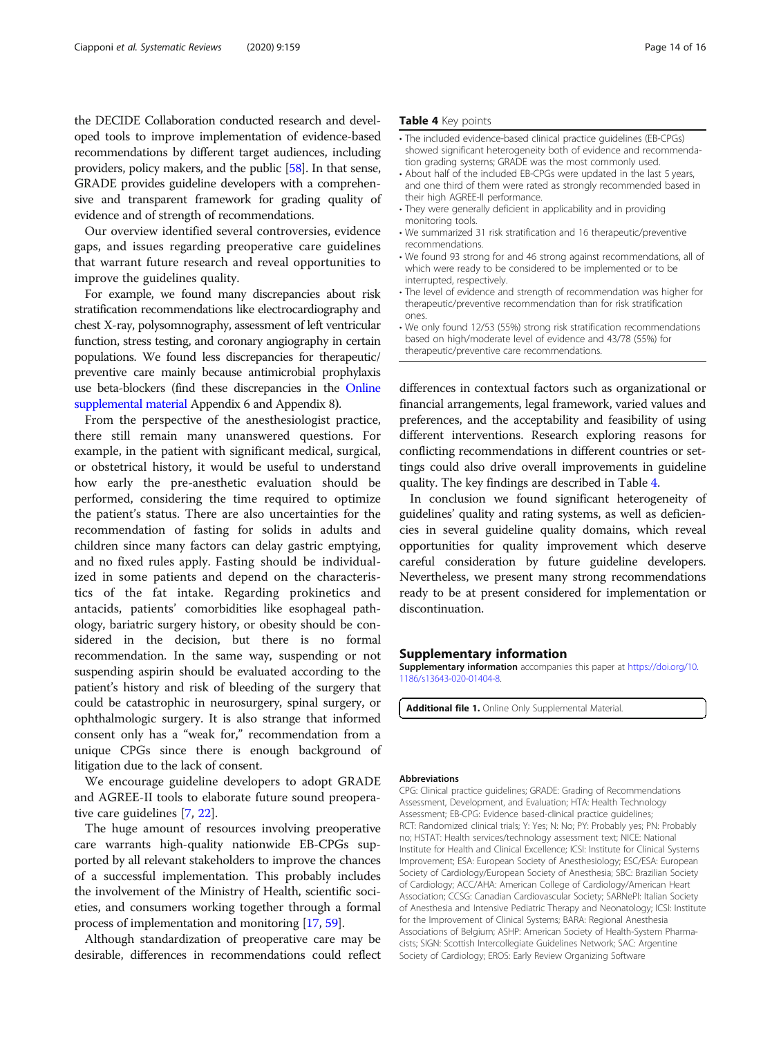the DECIDE Collaboration conducted research and developed tools to improve implementation of evidence-based recommendations by different target audiences, including providers, policy makers, and the public [58]. In that sense, GRADE provides guideline developers with a comprehensive and transparent framework for grading quality of evidence and of strength of recommendations.

Our overview identified several controversies, evidence gaps, and issues regarding preoperative care guidelines that warrant future research and reveal opportunities to improve the guidelines quality.

For example, we found many discrepancies about risk stratification recommendations like electrocardiography and chest X-ray, polysomnography, assessment of left ventricular function, stress testing, and coronary angiography in certain populations. We found less discrepancies for therapeutic/ preventive care mainly because antimicrobial prophylaxis use beta-blockers (find these discrepancies in the Online supplemental material Appendix 6 and Appendix 8).

From the perspective of the anesthesiologist practice, there still remain many unanswered questions. For example, in the patient with significant medical, surgical, or obstetrical history, it would be useful to understand how early the pre-anesthetic evaluation should be performed, considering the time required to optimize the patient's status. There are also uncertainties for the recommendation of fasting for solids in adults and children since many factors can delay gastric emptying, and no fixed rules apply. Fasting should be individualized in some patients and depend on the characteristics of the fat intake. Regarding prokinetics and antacids, patients' comorbidities like esophageal pathology, bariatric surgery history, or obesity should be considered in the decision, but there is no formal recommendation. In the same way, suspending or not suspending aspirin should be evaluated according to the patient's history and risk of bleeding of the surgery that could be catastrophic in neurosurgery, spinal surgery, or ophthalmologic surgery. It is also strange that informed consent only has a "weak for," recommendation from a unique CPGs since there is enough background of litigation due to the lack of consent.

We encourage guideline developers to adopt GRADE and AGREE-II tools to elaborate future sound preoperative care guidelines [7, 22].

The huge amount of resources involving preoperative care warrants high-quality nationwide EB-CPGs supported by all relevant stakeholders to improve the chances of a successful implementation. This probably includes the involvement of the Ministry of Health, scientific societies, and consumers working together through a formal process of implementation and monitoring [17, 59].

Although standardization of preoperative care may be desirable, differences in recommendations could reflect differences in contextual factors such as organizational or financial arrangements, legal framework, varied values and preferences, and the acceptability and feasibility of using different interventions. Research exploring reasons for conflicting recommendations in different countries or settings could also drive overall improvements in guideline quality. The key findings are described in Table 4.

**Table 4** Key points

- The included evidence-based clinical practice guidelines (EB-CPGs) showed significant heterogeneity both of evidence and recommendation grading systems; GRADE was the most commonly used.
- About half of the included EB-CPGs were updated in the last 5 years, and one third of them were rated as strongly recommended based in their high AGREE-II performance.
- They were generally deficient in applicability and in providing monitoring tools.
- We summarized 31 risk stratification and 16 therapeutic/preventive recommendations.
- We found 93 strong for and 46 strong against recommendations, all of which were ready to be considered to be implemented or to be interrupted, respectively.
- The level of evidence and strength of recommendation was higher for therapeutic/preventive recommendation than for risk stratification ones.
- We only found 12/53 (55%) strong risk stratification recommendations based on high/moderate level of evidence and 43/78 (55%) for therapeutic/preventive care recommendations.

In conclusion we found significant heterogeneity of guidelines' quality and rating systems, as well as deficiencies in several guideline quality domains, which reveal opportunities for quality improvement which deserve careful consideration by future guideline developers. Nevertheless, we present many strong recommendations ready to be at present considered for implementation or discontinuation.

## Supplementary information

**Supplementary information** accompanies this paper at https://doi.org/10.1186/s13643-020-01404-8.

**Additional file 1.** Online Only Supplemental Material.

#### Abbreviations

CPG: Clinical practice guidelines; GRADE: Grading of Recommendations Assessment, Development, and Evaluation; HTA: Health Technology Assessment; EB-CPG: Evidence based-clinical practice guidelines; RCT: Randomized clinical trials; Y: Yes; N: No; PY: Probably yes; PN: Probably no; HSTAT: Health services/technology assessment text; NICE: National Institute for Health and Clinical Excellence; ICSI: Institute for Clinical Systems Improvement; ESA: European Society of Anesthesiology; ESC/ESA: European Society of Cardiology/European Society of Anesthesia; SBC: Brazilian Society of Cardiology; ACC/AHA: American College of Cardiology/American Heart Association; CCSG: Canadian Cardiovascular Society; SARNePI: Italian Society of Anesthesia and Intensive Pediatric Therapy and Neonatology; ICSI: Institute for the Improvement of Clinical Systems; BARA: Regional Anesthesia Associations of Belgium; ASHP: American Society of Health-System Pharmacists; SIGN: Scottish Intercollegiate Guidelines Network; SAC: Argentine Society of Cardiology; EROS: Early Review Organizing Software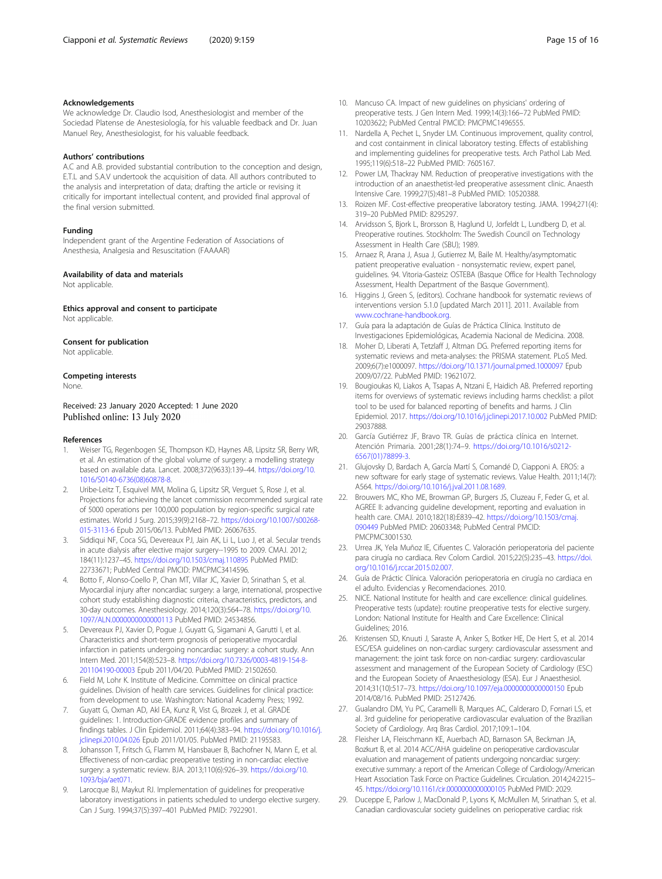### Acknowledgements

We acknowledge Dr. Claudio Isod, Anesthesiologist and member of the Sociedad Platense de Anestesiología, for his valuable feedback and Dr. Juan Manuel Rey, Anesthesiologist, for his valuable feedback.

### Authors' contributions

A.C and A.B. provided substantial contribution to the conception and design, E.T.L and S.A.V undertook the acquisition of data. All authors contributed to the analysis and interpretation of data; drafting the article or revising it critically for important intellectual content, and provided final approval of the final version submitted.

### Funding

Independent grant of the Argentine Federation of Associations of Anesthesia, Analgesia and Resuscitation (FAAAAR)

### Availability of data and materials

Not applicable.

### Ethics approval and consent to participate

Not applicable.

### Consent for publication

Not applicable.

### Competing interests

None.

Received: 23 January 2020 Accepted: 1 June 2020
Published online: 13 July 2020

### References

1. Weiser TG, Regenbogen SE, Thompson KD, Haynes AB, Lipsitz SR, Berry WR, et al. An estimation of the global volume of surgery: a modelling strategy based on available data. Lancet. 2008;372(9633):139–44. https://doi.org/10.1016/S0140-6736(08)60878-8.
2. Uribe-Leitz T, Esquivel MM, Molina G, Lipsitz SR, Verguet S, Rose J, et al. Projections for achieving the lancet commission recommended surgical rate of 5000 operations per 100,000 population by region-specific surgical rate estimates. World J Surg. 2015;39(9):2168–72. https://doi.org/10.1007/s00268-015-3113-6 Epub 2015/06/13. PubMed PMID: 26067635.
3. Siddiqui NF, Coca SG, Devereaux PJ, Jain AK, Li L, Luo J, et al. Secular trends in acute dialysis after elective major surgery--1995 to 2009. CMAJ. 2012;184(11):1237–45. https://doi.org/10.1503/cmaj.110895 PubMed PMID: 22733671; PubMed Central PMCID: PMCPMC3414596.
4. Botto F, Alonso-Coello P, Chan MT, Villar JC, Xavier D, Srinathan S, et al. Myocardial injury after noncardiac surgery: a large, international, prospective cohort study establishing diagnostic criteria, characteristics, predictors, and 30-day outcomes. Anesthesiology. 2014;120(3):564–78. https://doi.org/10.1097/ALN.0000000000000113 PubMed PMID: 24534856.
5. Devereaux PJ, Xavier D, Pogue J, Guyatt G, Sigamani A, Garutti I, et al. Characteristics and short-term prognosis of perioperative myocardial infarction in patients undergoing noncardiac surgery: a cohort study. Ann Intern Med. 2011;154(8):523–8. https://doi.org/10.7326/0003-4819-154-8-201104190-00003 Epub 2011/04/20. PubMed PMID: 21502650.
6. Field M, Lohr K. Institute of Medicine. Committee on clinical practice guidelines. Division of health care services. Guidelines for clinical practice: from development to use. Washington: National Academy Press; 1992.
7. Guyatt G, Oxman AD, Akl EA, Kunz R, Vist G, Brozek J, et al. GRADE guidelines: 1. Introduction-GRADE evidence profiles and summary of findings tables. J Clin Epidemiol. 2011;64(4):383–94. https://doi.org/10.1016/j.jclinepi.2010.04.026 Epub 2011/01/05. PubMed PMID: 21195583.
8. Johansson T, Fritsch G, Flamm M, Hansbauer B, Bachofner N, Mann E, et al. Effectiveness of non-cardiac preoperative testing in non-cardiac elective surgery: a systematic review. BJA. 2013;110(6):926–39. https://doi.org/10.1093/bja/aet071.
9. Larocque BJ, Maykut RJ. Implementation of guidelines for preoperative laboratory investigations in patients scheduled to undergo elective surgery. Can J Surg. 1994;37(5):397–401 PubMed PMID: 7922901.
10. Mancuso CA. Impact of new guidelines on physicians' ordering of preoperative tests. J Gen Intern Med. 1999;14(3):166–72 PubMed PMID: 10203622; PubMed Central PMCID: PMCPMC1496555.
11. Nardella A, Pechet L, Snyder LM. Continuous improvement, quality control, and cost containment in clinical laboratory testing. Effects of establishing and implementing guidelines for preoperative tests. Arch Pathol Lab Med. 1995;119(6):518–22 PubMed PMID: 7605167.
12. Power LM, Thackray NM. Reduction of preoperative investigations with the introduction of an anaesthetist-led preoperative assessment clinic. Anaesth Intensive Care. 1999;27(5):481–8 PubMed PMID: 10520388.
13. Roizen MF. Cost-effective preoperative laboratory testing. JAMA. 1994;271(4):319–20 PubMed PMID: 8295297.
14. Arvidsson S, Bjork L, Brorsson B, Haglund U, Jorfeldt L, Lundberg D, et al. Preoperative routines. Stockholm: The Swedish Council on Technology Assessment in Health Care (SBU); 1989.
15. Arnaez R, Arana J, Asua J, Gutierrez M, Baile M. Healthy/asymptomatic patient preoperative evaluation - nonsystematic review, expert panel, guidelines. 94. Vitoria-Gasteiz: OSTEBA (Basque Office for Health Technology Assessment, Health Department of the Basque Government).
16. Higgins J, Green S, (editors). Cochrane handbook for systematic reviews of interventions version 5.1.0 [updated March 2011]. 2011. Available from www.cochrane-handbook.org.
17. Guía para la adaptación de Guías de Práctica Clínica. Instituto de Investigaciones Epidemiológicas, Academia Nacional de Medicina. 2008.
18. Moher D, Liberati A, Tetzlaff J, Altman DG. Preferred reporting items for systematic reviews and meta-analyses: the PRISMA statement. PLoS Med. 2009;6(7):e1000097. https://doi.org/10.1371/journal.pmed.1000097 Epub 2009/07/22. PubMed PMID: 19621072.
19. Bougioukas KI, Liakos A, Tsapas A, Ntzani E, Haidich AB. Preferred reporting items for overviews of systematic reviews including harms checklist: a pilot tool to be used for balanced reporting of benefits and harms. J Clin Epidemiol. 2017. https://doi.org/10.1016/j.jclinepi.2017.10.002 PubMed PMID: 29037888.
20. García Gutiérrez JF, Bravo TR. Guías de práctica clínica en Internet. Atención Primaria. 2001;28(1):74–9. https://doi.org/10.1016/s0212-6567(01)78899-3.
21. Glujovsky D, Bardach A, García Martí S, Comandé D, Ciapponi A. EROS: a new software for early stage of systematic reviews. Value Health. 2011;14(7):A564. https://doi.org/10.1016/j.jval.2011.08.1689.
22. Brouwers MC, Kho ME, Browman GP, Burgers JS, Cluzeau F, Feder G, et al. AGREE II: advancing guideline development, reporting and evaluation in health care. CMAJ. 2010;182(18):E839–42. https://doi.org/10.1503/cmaj.090449 PubMed PMID: 20603348; PubMed Central PMCID: PMCPMC3001530.
23. Urrea JK, Yela Muñoz IE, Cifuentes C. Valoración perioperatoria del paciente para cirugía no cardiaca. Rev Colom Cardiol. 2015;22(5):235–43. https://doi.org/10.1016/j.rccar.2015.02.007.
24. Guía de Práctic Clínica. Valoración perioperatoria en cirugía no cardiaca en el adulto. Evidencias y Recomendaciones. 2010.
25. NICE. National Institute for health and care excellence: clinical guidelines. Preoperative tests (update): routine preoperative tests for elective surgery. London: National Institute for Health and Care Excellence: Clinical Guidelines; 2016.
26. Kristensen SD, Knuuti J, Saraste A, Anker S, Botker HE, De Hert S, et al. 2014 ESC/ESA guidelines on non-cardiac surgery: cardiovascular assessment and management: the joint task force on non-cardiac surgery: cardiovascular assessment and management of the European Society of Cardiology (ESC) and the European Society of Anaesthesiology (ESA). Eur J Anaesthesiol. 2014;31(10):517–73. https://doi.org/10.1097/eja.0000000000000150 Epub 2014/08/16. PubMed PMID: 25127426.
27. Gualandro DM, Yu PC, Caramelli B, Marques AC, Calderaro D, Fornari LS, et al. 3rd guideline for perioperative cardiovascular evaluation of the Brazilian Society of Cardiology. Arq Bras Cardiol. 2017;109:1–104.
28. Fleisher LA, Fleischmann KE, Auerbach AD, Barnason SA, Beckman JA, Bozkurt B, et al. 2014 ACC/AHA guideline on perioperative cardiovascular evaluation and management of patients undergoing noncardiac surgery: executive summary: a report of the American College of Cardiology/American Heart Association Task Force on Practice Guidelines. Circulation. 2014;24:2215–45. https://doi.org/10.1161/cir.0000000000000105 PubMed PMID: 2029.
29. Duceppe E, Parlow J, MacDonald P, Lyons K, McMullen M, Srinathan S, et al. Canadian cardiovascular society guidelines on perioperative cardiac risk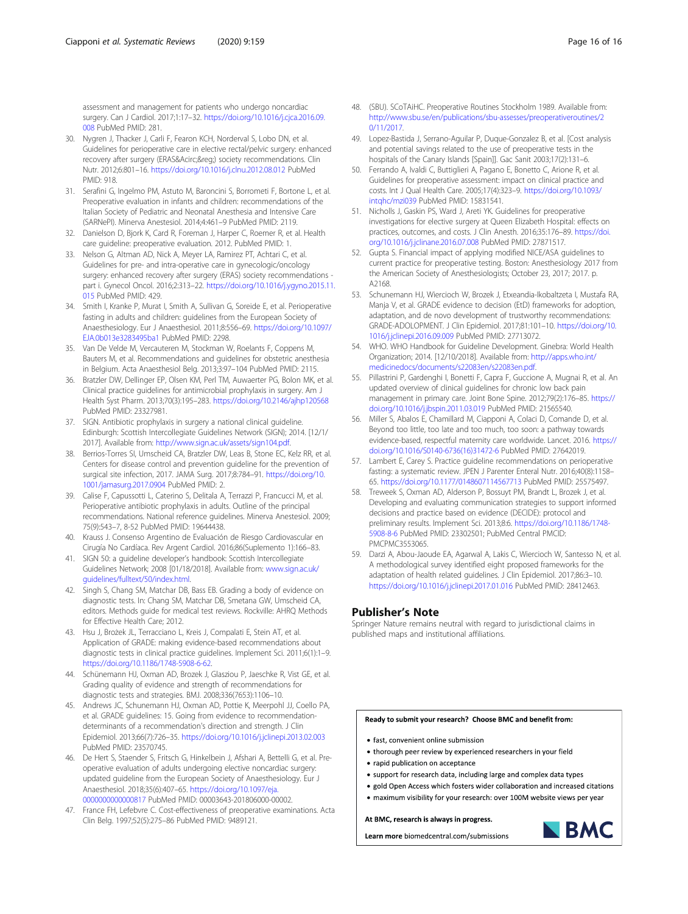assessment and management for patients who undergo noncardiac surgery. Can J Cardiol. 2017;1:17–32. https://doi.org/10.1016/j.cjca.2016.09.008 PubMed PMID: 281.

30. Nygren J, Thacker J, Carli F, Fearon KCH, Norderval S, Lobo DN, et al. Guidelines for perioperative care in elective rectal/pelvic surgery: enhanced recovery after surgery (ERAS&Acirc;&reg;) society recommendations. Clin Nutr. 2012;6:801–16. https://doi.org/10.1016/j.clnu.2012.08.012 PubMed PMID: 918.
31. Serafini G, Ingelmo PM, Astuto M, Baroncini S, Borrometi F, Bortone L, et al. Preoperative evaluation in infants and children: recommendations of the Italian Society of Pediatric and Neonatal Anesthesia and Intensive Care (SARNePI). Minerva Anestesiol. 2014;4:461–9 PubMed PMID: 2119.
32. Danielson D, Bjork K, Card R, Foreman J, Harper C, Roemer R, et al. Health care guideline: preoperative evaluation. 2012. PubMed PMID: 1.
33. Nelson G, Altman AD, Nick A, Meyer LA, Ramirez PT, Achtari C, et al. Guidelines for pre- and intra-operative care in gynecologic/oncology surgery: enhanced recovery after surgery (ERAS) society recommendations - part i. Gynecol Oncol. 2016;2:313–22. https://doi.org/10.1016/j.ygyno.2015.11.015 PubMed PMID: 429.
34. Smith I, Kranke P, Murat I, Smith A, Sullivan G, Soreide E, et al. Perioperative fasting in adults and children: guidelines from the European Society of Anaesthesiology. Eur J Anaesthesiol. 2011;8:556–69. https://doi.org/10.1097/EJA.0b013e3283495ba1 PubMed PMID: 2298.
35. Van De Velde M, Vercauteren M, Stockman W, Roelants F, Coppens M, Bauters M, et al. Recommendations and guidelines for obstetric anesthesia in Belgium. Acta Anaesthesiol Belg. 2013;3:97–104 PubMed PMID: 2115.
36. Bratzler DW, Dellinger EP, Olsen KM, Perl TM, Auwaerter PG, Bolon MK, et al. Clinical practice guidelines for antimicrobial prophylaxis in surgery. Am J Health Syst Pharm. 2013;70(3):195–283. https://doi.org/10.2146/ajhp120568 PubMed PMID: 23327981.
37. SIGN. Antibiotic prophylaxis in surgery a national clinical guideline. Edinburgh: Scottish Intercollegiate Guidelines Network (SIGN); 2014. [12/1/2017]. Available from: http://www.sign.ac.uk/assets/sign104.pdf.
38. Berrios-Torres SI, Umscheid CA, Bratzler DW, Leas B, Stone EC, Kelz RR, et al. Centers for disease control and prevention guideline for the prevention of surgical site infection, 2017. JAMA Surg. 2017;8:784–91. https://doi.org/10.1001/jamasurg.2017.0904 PubMed PMID: 2.
39. Calise F, Capussotti L, Caterino S, Delitala A, Terrazzi P, Francucci M, et al. Perioperative antibiotic prophylaxis in adults. Outline of the principal recommendations. National reference guidelines. Minerva Anestesiol. 2009; 75(9):543–7, 8-52 PubMed PMID: 19644438.
40. Krauss J. Consenso Argentino de Evaluación de Riesgo Cardiovascular en Cirugía No Cardíaca. Rev Argent Cardiol. 2016;86(Suplemento 1):166–83.
41. SIGN 50: a guideline developer's handbook: Scottish Intercollegiate Guidelines Network; 2008 [01/18/2018]. Available from: www.sign.ac.uk/guidelines/fulltext/50/index.html.
42. Singh S, Chang SM, Matchar DB, Bass EB. Grading a body of evidence on diagnostic tests. In: Chang SM, Matchar DB, Smetana GW, Umscheid CA, editors. Methods guide for medical test reviews. Rockville: AHRQ Methods for Effective Health Care; 2012.
43. Hsu J, Brożek JL, Terracciano L, Kreis J, Compalati E, Stein AT, et al. Application of GRADE: making evidence-based recommendations about diagnostic tests in clinical practice guidelines. Implement Sci. 2011;6(1):1–9. https://doi.org/10.1186/1748-5908-6-62.
44. Schünemann HJ, Oxman AD, Brozek J, Glasziou P, Jaeschke R, Vist GE, et al. Grading quality of evidence and strength of recommendations for diagnostic tests and strategies. BMJ. 2008;336(7653):1106–10.
45. Andrews JC, Schunemann HJ, Oxman AD, Pottie K, Meerpohl JJ, Coello PA, et al. GRADE guidelines: 15. Going from evidence to recommendation-determinants of a recommendation's direction and strength. J Clin Epidemiol. 2013;66(7):726–35. https://doi.org/10.1016/j.jclinepi.2013.02.003 PubMed PMID: 23570745.
46. De Hert S, Staender S, Fritsch G, Hinkelbein J, Afshari A, Bettelli G, et al. Pre-operative evaluation of adults undergoing elective noncardiac surgery: updated guideline from the European Society of Anaesthesiology. Eur J Anaesthesiol. 2018;35(6):407–65. https://doi.org/10.1097/eja.0000000000000817 PubMed PMID: 00003643-201806000-00002.
47. France FH, Lefebvre C. Cost-effectiveness of preoperative examinations. Acta Clin Belg. 1997;52(5):275–86 PubMed PMID: 9489121.
48. (SBU). SCoTAiHC. Preoperative Routines Stockholm 1989. Available from: http://www.sbu.se/en/publications/sbu-assesses/preoperativeroutines/20/11/2017.
49. Lopez-Bastida J, Serrano-Aguilar P, Duque-Gonzalez B, et al. [Cost analysis and potential savings related to the use of preoperative tests in the hospitals of the Canary Islands [Spain]]. Gac Sanit 2003;17(2):131–6.
50. Ferrando A, Ivaldi C, Buttiglieri A, Pagano E, Bonetto C, Arione R, et al. Guidelines for preoperative assessment: impact on clinical practice and costs. Int J Qual Health Care. 2005;17(4):323–9. https://doi.org/10.1093/intqhc/mzi039 PubMed PMID: 15831541.
51. Nicholls J, Gaskin PS, Ward J, Areti YK. Guidelines for preoperative investigations for elective surgery at Queen Elizabeth Hospital: effects on practices, outcomes, and costs. J Clin Anesth. 2016;35:176–89. https://doi.org/10.1016/j.jclinane.2016.07.008 PubMed PMID: 27871517.
52. Gupta S. Financial impact of applying modified NICE/ASA guidelines to current practice for preoperative testing. Boston: Anesthesiology 2017 from the American Society of Anesthesiologists; October 23, 2017; 2017. p. A2168.
53. Schunemann HJ, Wiercioch W, Brozek J, Etxeandia-Ikobaltzeta I, Mustafa RA, Manja V, et al. GRADE evidence to decision (EtD) frameworks for adoption, adaptation, and de novo development of trustworthy recommendations: GRADE-ADOLOPMENT. J Clin Epidemiol. 2017;81:101–10. https://doi.org/10.1016/j.jclinepi.2016.09.009 PubMed PMID: 27713072.
54. WHO. WHO Handbook for Guideline Development. Ginebra: World Health Organization; 2014. [12/10/2018]. Available from: http://apps.who.int/medicinedocs/documents/s22083en/s22083en.pdf.
55. Pillastrini P, Gardenghi I, Bonetti F, Capra F, Guccione A, Mugnai R, et al. An updated overview of clinical guidelines for chronic low back pain management in primary care. Joint Bone Spine. 2012;79(2):176–85. https://doi.org/10.1016/j.jbspin.2011.03.019 PubMed PMID: 21565540.
56. Miller S, Abalos E, Chamillard M, Ciapponi A, Colaci D, Comande D, et al. Beyond too little, too late and too much, too soon: a pathway towards evidence-based, respectful maternity care worldwide. Lancet. 2016. https://doi.org/10.1016/S0140-6736(16)31472-6 PubMed PMID: 27642019.
57. Lambert E, Carey S. Practice guideline recommendations on perioperative fasting: a systematic review. JPEN J Parenter Enteral Nutr. 2016;40(8):1158–65. https://doi.org/10.1177/0148607114567713 PubMed PMID: 25575497.
58. Treweek S, Oxman AD, Alderson P, Bossuyt PM, Brandt L, Brozek J, et al. Developing and evaluating communication strategies to support informed decisions and practice based on evidence (DECIDE): protocol and preliminary results. Implement Sci. 2013;8:6. https://doi.org/10.1186/1748-5908-8-6 PubMed PMID: 23302501; PubMed Central PMCID: PMCPMC3553065.
59. Darzi A, Abou-Jaoude EA, Agarwal A, Lakis C, Wiercioch W, Santesso N, et al. A methodological survey identified eight proposed frameworks for the adaptation of health related guidelines. J Clin Epidemiol. 2017;86:3–10. https://doi.org/10.1016/j.jclinepi.2017.01.016 PubMed PMID: 28412463.

## Publisher's Note

Springer Nature remains neutral with regard to jurisdictional claims in published maps and institutional affiliations.

**Ready to submit your research? Choose BMC and benefit from:**

- fast, convenient online submission
- thorough peer review by experienced researchers in your field
- rapid publication on acceptance
- support for research data, including large and complex data types
- gold Open Access which fosters wider collaboration and increased citations
- maximum visibility for your research: over 100M website views per year

**At BMC, research is always in progress.**

**Learn more** biomedcentral.com/submissions

BMC